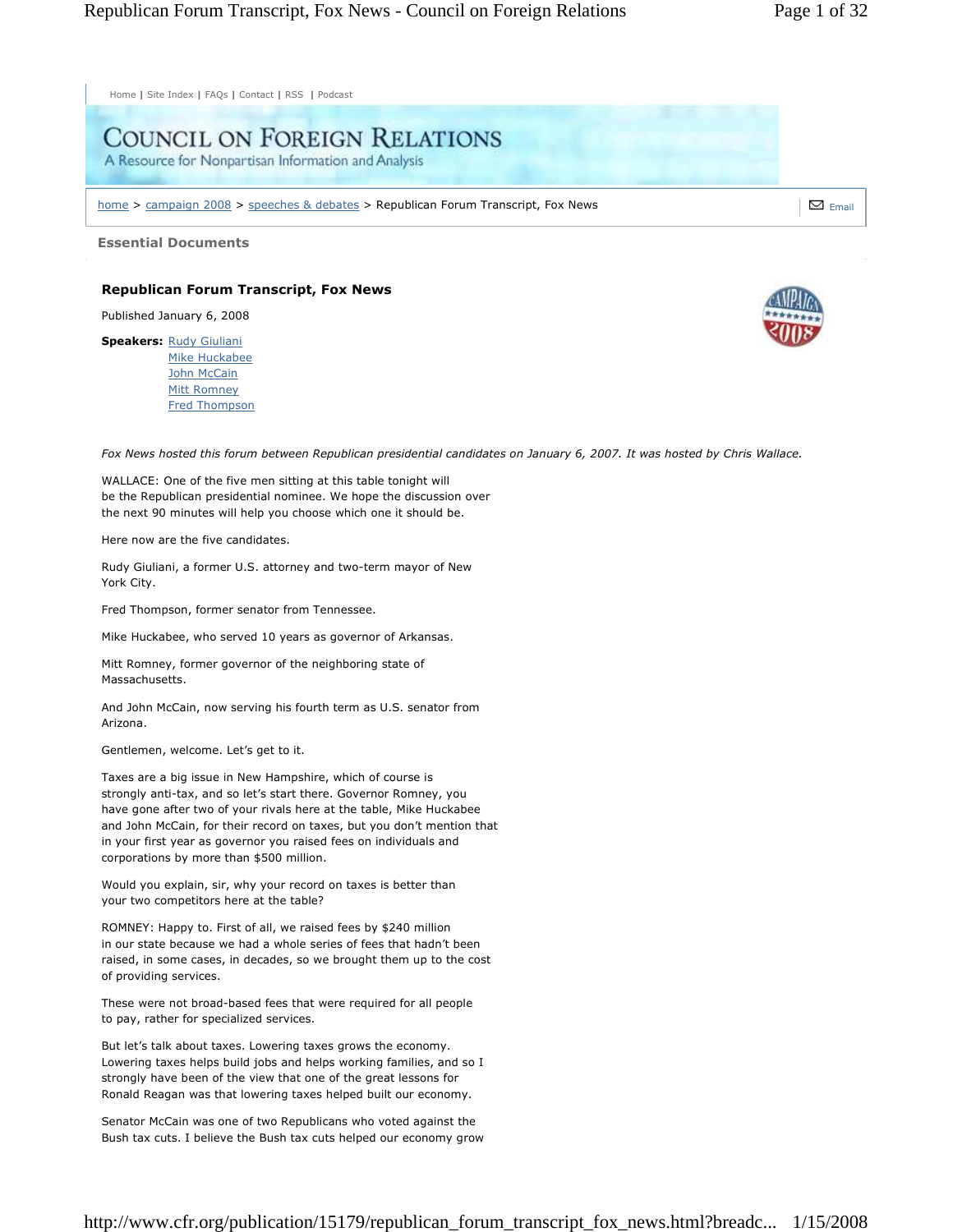Home | Site Index | FAQs | Contact | RSS | Podcast

# COUNCIL ON FOREIGN RELATIONS

A Resource for Nonpartisan Information and Analysis

home > campaign 2008 > speeches & debates > Republican Forum Transcript, Fox News

Email

**Essential Documents**

## Republican Forum Transcript, Fox News

Published January 6, 2008

**Speakers:** Rudy Giuliani
Mike Huckabee
John McCain
Mitt Romney
Fred Thompson

*Fox News hosted this forum between Republican presidential candidates on January 6, 2007. It was hosted by Chris Wallace.*

WALLACE: One of the five men sitting at this table tonight will be the Republican presidential nominee. We hope the discussion over the next 90 minutes will help you choose which one it should be.

Here now are the five candidates.

Rudy Giuliani, a former U.S. attorney and two-term mayor of New York City.

Fred Thompson, former senator from Tennessee.

Mike Huckabee, who served 10 years as governor of Arkansas.

Mitt Romney, former governor of the neighboring state of Massachusetts.

And John McCain, now serving his fourth term as U.S. senator from Arizona.

Gentlemen, welcome. Let's get to it.

Taxes are a big issue in New Hampshire, which of course is strongly anti-tax, and so let's start there. Governor Romney, you have gone after two of your rivals here at the table, Mike Huckabee and John McCain, for their record on taxes, but you don't mention that in your first year as governor you raised fees on individuals and corporations by more than $500 million.

Would you explain, sir, why your record on taxes is better than your two competitors here at the table?

ROMNEY: Happy to. First of all, we raised fees by $240 million in our state because we had a whole series of fees that hadn't been raised, in some cases, in decades, so we brought them up to the cost of providing services.

These were not broad-based fees that were required for all people to pay, rather for specialized services.

But let's talk about taxes. Lowering taxes grows the economy. Lowering taxes helps build jobs and helps working families, and so I strongly have been of the view that one of the great lessons for Ronald Reagan was that lowering taxes helped built our economy.

Senator McCain was one of two Republicans who voted against the Bush tax cuts. I believe the Bush tax cuts helped our economy grow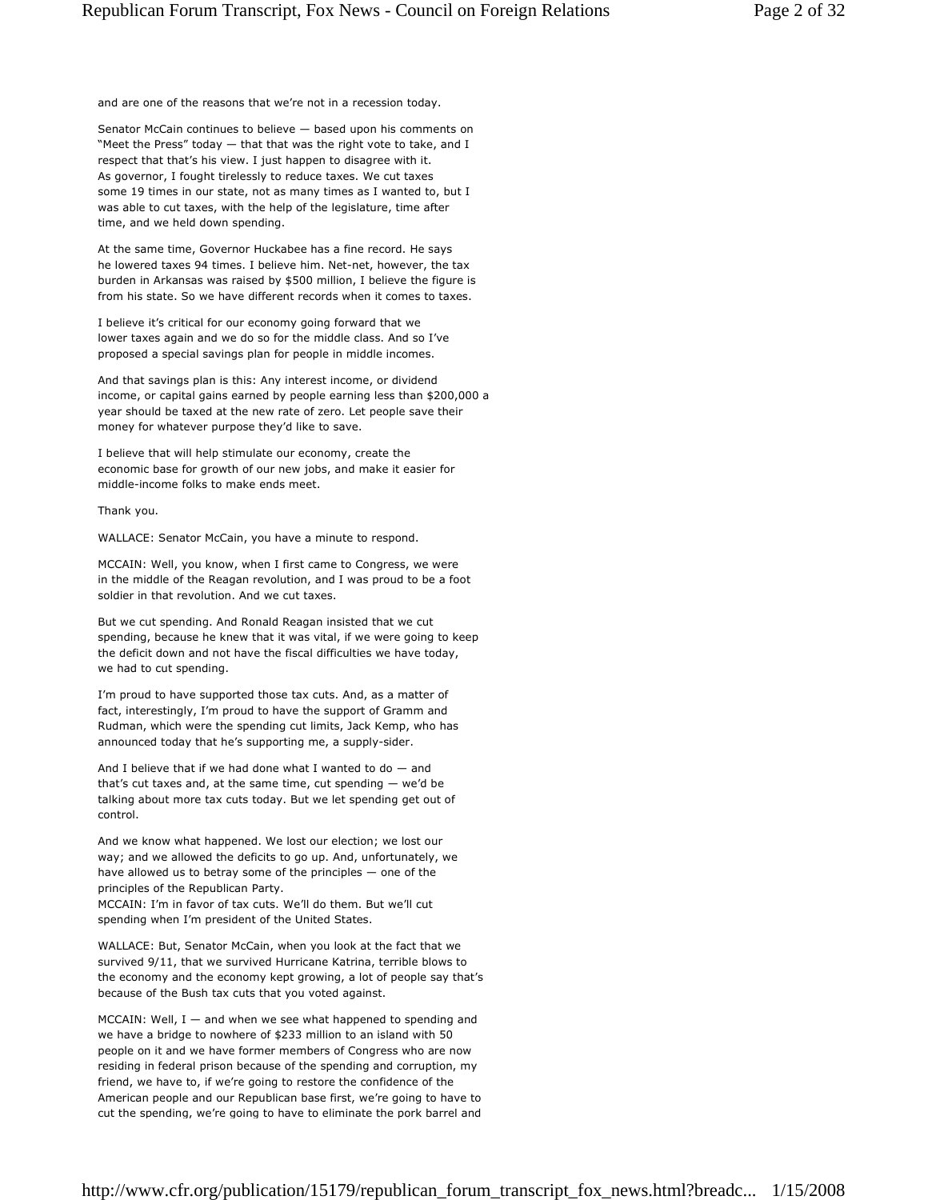and are one of the reasons that we're not in a recession today.

Senator McCain continues to believe — based upon his comments on "Meet the Press" today — that that was the right vote to take, and I respect that that's his view. I just happen to disagree with it. As governor, I fought tirelessly to reduce taxes. We cut taxes some 19 times in our state, not as many times as I wanted to, but I was able to cut taxes, with the help of the legislature, time after time, and we held down spending.

At the same time, Governor Huckabee has a fine record. He says he lowered taxes 94 times. I believe him. Net-net, however, the tax burden in Arkansas was raised by $500 million, I believe the figure is from his state. So we have different records when it comes to taxes.

I believe it's critical for our economy going forward that we lower taxes again and we do so for the middle class. And so I've proposed a special savings plan for people in middle incomes.

And that savings plan is this: Any interest income, or dividend income, or capital gains earned by people earning less than $200,000 a year should be taxed at the new rate of zero. Let people save their money for whatever purpose they'd like to save.

I believe that will help stimulate our economy, create the economic base for growth of our new jobs, and make it easier for middle-income folks to make ends meet.

Thank you.

WALLACE: Senator McCain, you have a minute to respond.

MCCAIN: Well, you know, when I first came to Congress, we were in the middle of the Reagan revolution, and I was proud to be a foot soldier in that revolution. And we cut taxes.

But we cut spending. And Ronald Reagan insisted that we cut spending, because he knew that it was vital, if we were going to keep the deficit down and not have the fiscal difficulties we have today, we had to cut spending.

I'm proud to have supported those tax cuts. And, as a matter of fact, interestingly, I'm proud to have the support of Gramm and Rudman, which were the spending cut limits, Jack Kemp, who has announced today that he's supporting me, a supply-sider.

And I believe that if we had done what I wanted to do — and that's cut taxes and, at the same time, cut spending — we'd be talking about more tax cuts today. But we let spending get out of control.

And we know what happened. We lost our election; we lost our way; and we allowed the deficits to go up. And, unfortunately, we have allowed us to betray some of the principles — one of the principles of the Republican Party.
MCCAIN: I'm in favor of tax cuts. We'll do them. But we'll cut spending when I'm president of the United States.

WALLACE: But, Senator McCain, when you look at the fact that we survived 9/11, that we survived Hurricane Katrina, terrible blows to the economy and the economy kept growing, a lot of people say that's because of the Bush tax cuts that you voted against.

MCCAIN: Well, I — and when we see what happened to spending and we have a bridge to nowhere of $233 million to an island with 50 people on it and we have former members of Congress who are now residing in federal prison because of the spending and corruption, my friend, we have to, if we're going to restore the confidence of the American people and our Republican base first, we're going to have to cut the spending, we're going to have to eliminate the pork barrel and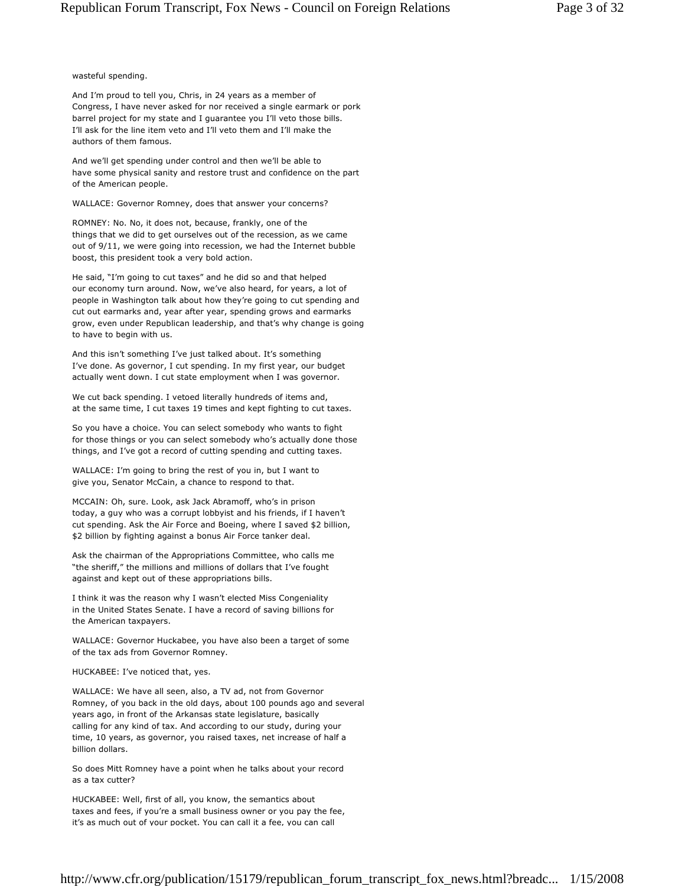wasteful spending.

And I'm proud to tell you, Chris, in 24 years as a member of Congress, I have never asked for nor received a single earmark or pork barrel project for my state and I guarantee you I'll veto those bills. I'll ask for the line item veto and I'll veto them and I'll make the authors of them famous.

And we'll get spending under control and then we'll be able to have some physical sanity and restore trust and confidence on the part of the American people.

WALLACE: Governor Romney, does that answer your concerns?

ROMNEY: No. No, it does not, because, frankly, one of the things that we did to get ourselves out of the recession, as we came out of 9/11, we were going into recession, we had the Internet bubble boost, this president took a very bold action.

He said, "I'm going to cut taxes" and he did so and that helped our economy turn around. Now, we've also heard, for years, a lot of people in Washington talk about how they're going to cut spending and cut out earmarks and, year after year, spending grows and earmarks grow, even under Republican leadership, and that's why change is going to have to begin with us.

And this isn't something I've just talked about. It's something I've done. As governor, I cut spending. In my first year, our budget actually went down. I cut state employment when I was governor.

We cut back spending. I vetoed literally hundreds of items and, at the same time, I cut taxes 19 times and kept fighting to cut taxes.

So you have a choice. You can select somebody who wants to fight for those things or you can select somebody who's actually done those things, and I've got a record of cutting spending and cutting taxes.

WALLACE: I'm going to bring the rest of you in, but I want to give you, Senator McCain, a chance to respond to that.

MCCAIN: Oh, sure. Look, ask Jack Abramoff, who's in prison today, a guy who was a corrupt lobbyist and his friends, if I haven't cut spending. Ask the Air Force and Boeing, where I saved $2 billion, $2 billion by fighting against a bonus Air Force tanker deal.

Ask the chairman of the Appropriations Committee, who calls me "the sheriff," the millions and millions of dollars that I've fought against and kept out of these appropriations bills.

I think it was the reason why I wasn't elected Miss Congeniality in the United States Senate. I have a record of saving billions for the American taxpayers.

WALLACE: Governor Huckabee, you have also been a target of some of the tax ads from Governor Romney.

HUCKABEE: I've noticed that, yes.

WALLACE: We have all seen, also, a TV ad, not from Governor Romney, of you back in the old days, about 100 pounds ago and several years ago, in front of the Arkansas state legislature, basically calling for any kind of tax. And according to our study, during your time, 10 years, as governor, you raised taxes, net increase of half a billion dollars.

So does Mitt Romney have a point when he talks about your record as a tax cutter?

HUCKABEE: Well, first of all, you know, the semantics about taxes and fees, if you're a small business owner or you pay the fee, it's as much out of your pocket. You can call it a fee, you can call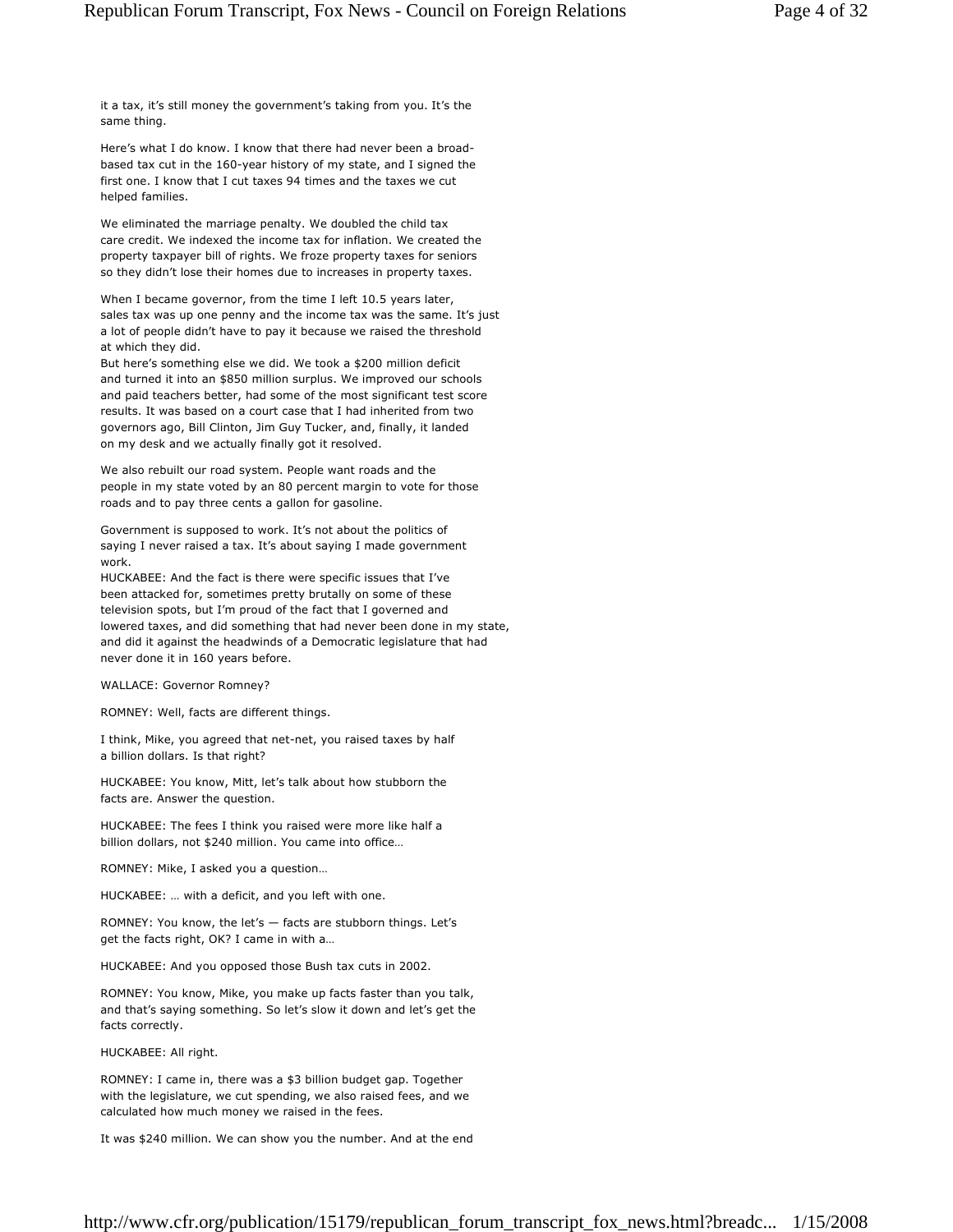it a tax, it's still money the government's taking from you. It's the same thing.

Here's what I do know. I know that there had never been a broad-based tax cut in the 160-year history of my state, and I signed the first one. I know that I cut taxes 94 times and the taxes we cut helped families.

We eliminated the marriage penalty. We doubled the child tax care credit. We indexed the income tax for inflation. We created the property taxpayer bill of rights. We froze property taxes for seniors so they didn't lose their homes due to increases in property taxes.

When I became governor, from the time I left 10.5 years later, sales tax was up one penny and the income tax was the same. It's just a lot of people didn't have to pay it because we raised the threshold at which they did.
But here's something else we did. We took a $200 million deficit and turned it into an $850 million surplus. We improved our schools and paid teachers better, had some of the most significant test score results. It was based on a court case that I had inherited from two governors ago, Bill Clinton, Jim Guy Tucker, and, finally, it landed on my desk and we actually finally got it resolved.

We also rebuilt our road system. People want roads and the people in my state voted by an 80 percent margin to vote for those roads and to pay three cents a gallon for gasoline.

Government is supposed to work. It's not about the politics of saying I never raised a tax. It's about saying I made government work.
HUCKABEE: And the fact is there were specific issues that I've been attacked for, sometimes pretty brutally on some of these television spots, but I'm proud of the fact that I governed and lowered taxes, and did something that had never been done in my state, and did it against the headwinds of a Democratic legislature that had never done it in 160 years before.

WALLACE: Governor Romney?

ROMNEY: Well, facts are different things.

I think, Mike, you agreed that net-net, you raised taxes by half a billion dollars. Is that right?

HUCKABEE: You know, Mitt, let's talk about how stubborn the facts are. Answer the question.

HUCKABEE: The fees I think you raised were more like half a billion dollars, not $240 million. You came into office…

ROMNEY: Mike, I asked you a question…

HUCKABEE: … with a deficit, and you left with one.

ROMNEY: You know, the let's — facts are stubborn things. Let's get the facts right, OK? I came in with a…

HUCKABEE: And you opposed those Bush tax cuts in 2002.

ROMNEY: You know, Mike, you make up facts faster than you talk, and that's saying something. So let's slow it down and let's get the facts correctly.

HUCKABEE: All right.

ROMNEY: I came in, there was a $3 billion budget gap. Together with the legislature, we cut spending, we also raised fees, and we calculated how much money we raised in the fees.

It was $240 million. We can show you the number. And at the end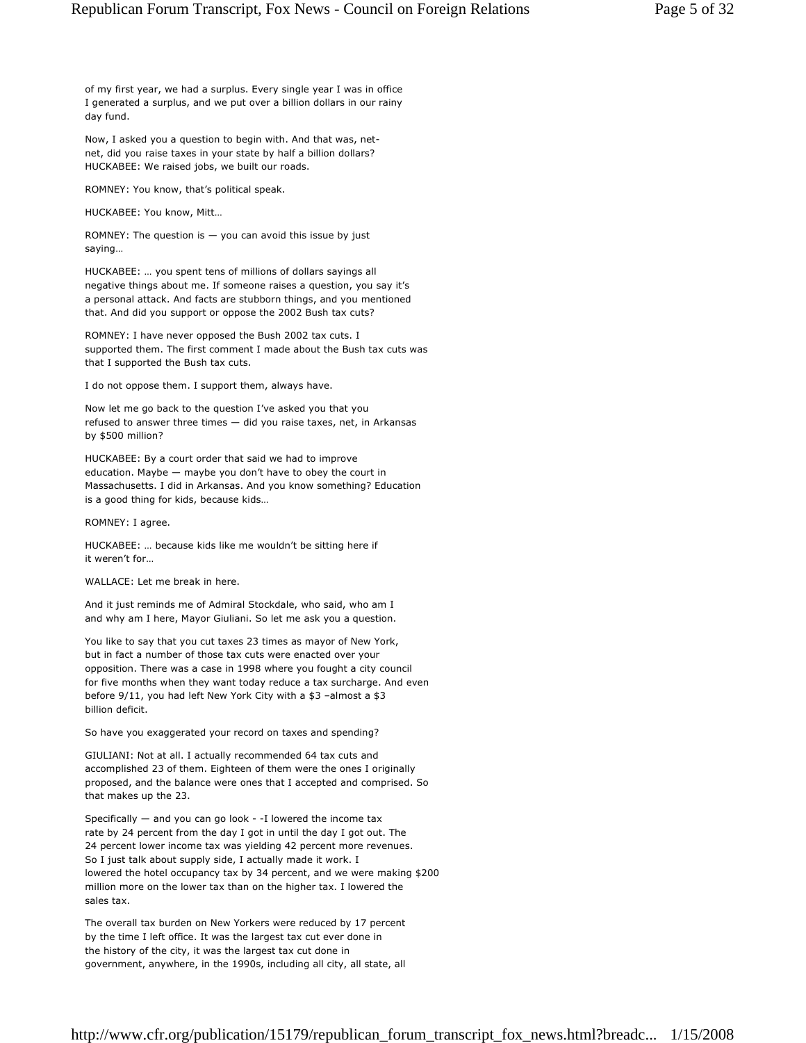of my first year, we had a surplus. Every single year I was in office I generated a surplus, and we put over a billion dollars in our rainy day fund.

Now, I asked you a question to begin with. And that was, net-net, did you raise taxes in your state by half a billion dollars?
HUCKABEE: We raised jobs, we built our roads.

ROMNEY: You know, that's political speak.

HUCKABEE: You know, Mitt…

ROMNEY: The question is — you can avoid this issue by just saying…

HUCKABEE: … you spent tens of millions of dollars sayings all negative things about me. If someone raises a question, you say it's a personal attack. And facts are stubborn things, and you mentioned that. And did you support or oppose the 2002 Bush tax cuts?

ROMNEY: I have never opposed the Bush 2002 tax cuts. I supported them. The first comment I made about the Bush tax cuts was that I supported the Bush tax cuts.

I do not oppose them. I support them, always have.

Now let me go back to the question I've asked you that you refused to answer three times — did you raise taxes, net, in Arkansas by $500 million?

HUCKABEE: By a court order that said we had to improve education. Maybe — maybe you don't have to obey the court in Massachusetts. I did in Arkansas. And you know something? Education is a good thing for kids, because kids…

ROMNEY: I agree.

HUCKABEE: … because kids like me wouldn't be sitting here if it weren't for…

WALLACE: Let me break in here.

And it just reminds me of Admiral Stockdale, who said, who am I and why am I here, Mayor Giuliani. So let me ask you a question.

You like to say that you cut taxes 23 times as mayor of New York, but in fact a number of those tax cuts were enacted over your opposition. There was a case in 1998 where you fought a city council for five months when they want today reduce a tax surcharge. And even before 9/11, you had left New York City with a $3 –almost a $3 billion deficit.

So have you exaggerated your record on taxes and spending?

GIULIANI: Not at all. I actually recommended 64 tax cuts and accomplished 23 of them. Eighteen of them were the ones I originally proposed, and the balance were ones that I accepted and comprised. So that makes up the 23.

Specifically — and you can go look - -I lowered the income tax rate by 24 percent from the day I got in until the day I got out. The 24 percent lower income tax was yielding 42 percent more revenues. So I just talk about supply side, I actually made it work. I lowered the hotel occupancy tax by 34 percent, and we were making $200 million more on the lower tax than on the higher tax. I lowered the sales tax.

The overall tax burden on New Yorkers were reduced by 17 percent by the time I left office. It was the largest tax cut ever done in the history of the city, it was the largest tax cut done in government, anywhere, in the 1990s, including all city, all state, all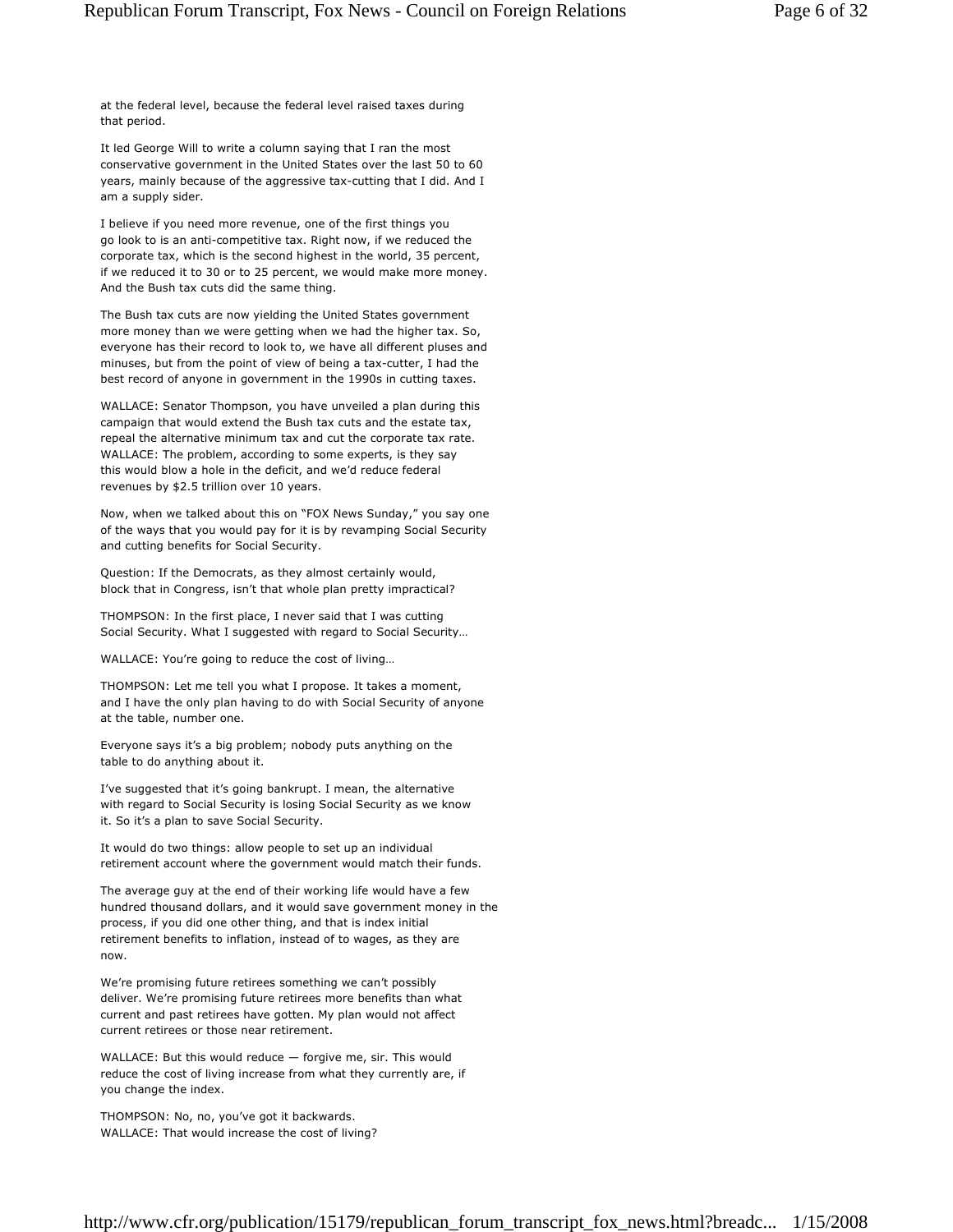at the federal level, because the federal level raised taxes during that period.

It led George Will to write a column saying that I ran the most conservative government in the United States over the last 50 to 60 years, mainly because of the aggressive tax-cutting that I did. And I am a supply sider.

I believe if you need more revenue, one of the first things you go look to is an anti-competitive tax. Right now, if we reduced the corporate tax, which is the second highest in the world, 35 percent, if we reduced it to 30 or to 25 percent, we would make more money. And the Bush tax cuts did the same thing.

The Bush tax cuts are now yielding the United States government more money than we were getting when we had the higher tax. So, everyone has their record to look to, we have all different pluses and minuses, but from the point of view of being a tax-cutter, I had the best record of anyone in government in the 1990s in cutting taxes.

WALLACE: Senator Thompson, you have unveiled a plan during this campaign that would extend the Bush tax cuts and the estate tax, repeal the alternative minimum tax and cut the corporate tax rate.
WALLACE: The problem, according to some experts, is they say this would blow a hole in the deficit, and we'd reduce federal revenues by $2.5 trillion over 10 years.

Now, when we talked about this on "FOX News Sunday," you say one of the ways that you would pay for it is by revamping Social Security and cutting benefits for Social Security.

Question: If the Democrats, as they almost certainly would, block that in Congress, isn't that whole plan pretty impractical?

THOMPSON: In the first place, I never said that I was cutting Social Security. What I suggested with regard to Social Security…

WALLACE: You're going to reduce the cost of living…

THOMPSON: Let me tell you what I propose. It takes a moment, and I have the only plan having to do with Social Security of anyone at the table, number one.

Everyone says it's a big problem; nobody puts anything on the table to do anything about it.

I've suggested that it's going bankrupt. I mean, the alternative with regard to Social Security is losing Social Security as we know it. So it's a plan to save Social Security.

It would do two things: allow people to set up an individual retirement account where the government would match their funds.

The average guy at the end of their working life would have a few hundred thousand dollars, and it would save government money in the process, if you did one other thing, and that is index initial retirement benefits to inflation, instead of to wages, as they are now.

We're promising future retirees something we can't possibly deliver. We're promising future retirees more benefits than what current and past retirees have gotten. My plan would not affect current retirees or those near retirement.

WALLACE: But this would reduce — forgive me, sir. This would reduce the cost of living increase from what they currently are, if you change the index.

THOMPSON: No, no, you've got it backwards.
WALLACE: That would increase the cost of living?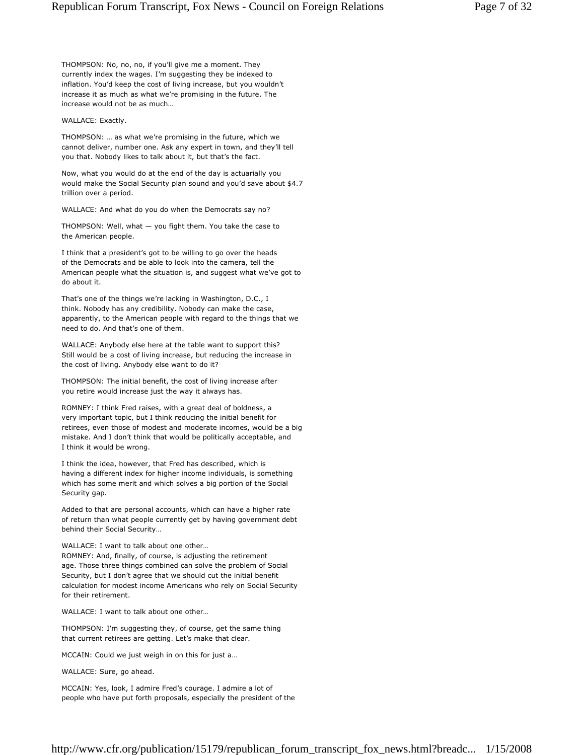THOMPSON: No, no, no, if you'll give me a moment. They currently index the wages. I'm suggesting they be indexed to inflation. You'd keep the cost of living increase, but you wouldn't increase it as much as what we're promising in the future. The increase would not be as much…

WALLACE: Exactly.

THOMPSON: … as what we're promising in the future, which we cannot deliver, number one. Ask any expert in town, and they'll tell you that. Nobody likes to talk about it, but that's the fact.

Now, what you would do at the end of the day is actuarially you would make the Social Security plan sound and you'd save about $4.7 trillion over a period.

WALLACE: And what do you do when the Democrats say no?

THOMPSON: Well, what — you fight them. You take the case to the American people.

I think that a president's got to be willing to go over the heads of the Democrats and be able to look into the camera, tell the American people what the situation is, and suggest what we've got to do about it.

That's one of the things we're lacking in Washington, D.C., I think. Nobody has any credibility. Nobody can make the case, apparently, to the American people with regard to the things that we need to do. And that's one of them.

WALLACE: Anybody else here at the table want to support this? Still would be a cost of living increase, but reducing the increase in the cost of living. Anybody else want to do it?

THOMPSON: The initial benefit, the cost of living increase after you retire would increase just the way it always has.

ROMNEY: I think Fred raises, with a great deal of boldness, a very important topic, but I think reducing the initial benefit for retirees, even those of modest and moderate incomes, would be a big mistake. And I don't think that would be politically acceptable, and I think it would be wrong.

I think the idea, however, that Fred has described, which is having a different index for higher income individuals, is something which has some merit and which solves a big portion of the Social Security gap.

Added to that are personal accounts, which can have a higher rate of return than what people currently get by having government debt behind their Social Security…

WALLACE: I want to talk about one other…
ROMNEY: And, finally, of course, is adjusting the retirement age. Those three things combined can solve the problem of Social Security, but I don't agree that we should cut the initial benefit calculation for modest income Americans who rely on Social Security for their retirement.

WALLACE: I want to talk about one other…

THOMPSON: I'm suggesting they, of course, get the same thing that current retirees are getting. Let's make that clear.

MCCAIN: Could we just weigh in on this for just a…

WALLACE: Sure, go ahead.

MCCAIN: Yes, look, I admire Fred's courage. I admire a lot of people who have put forth proposals, especially the president of the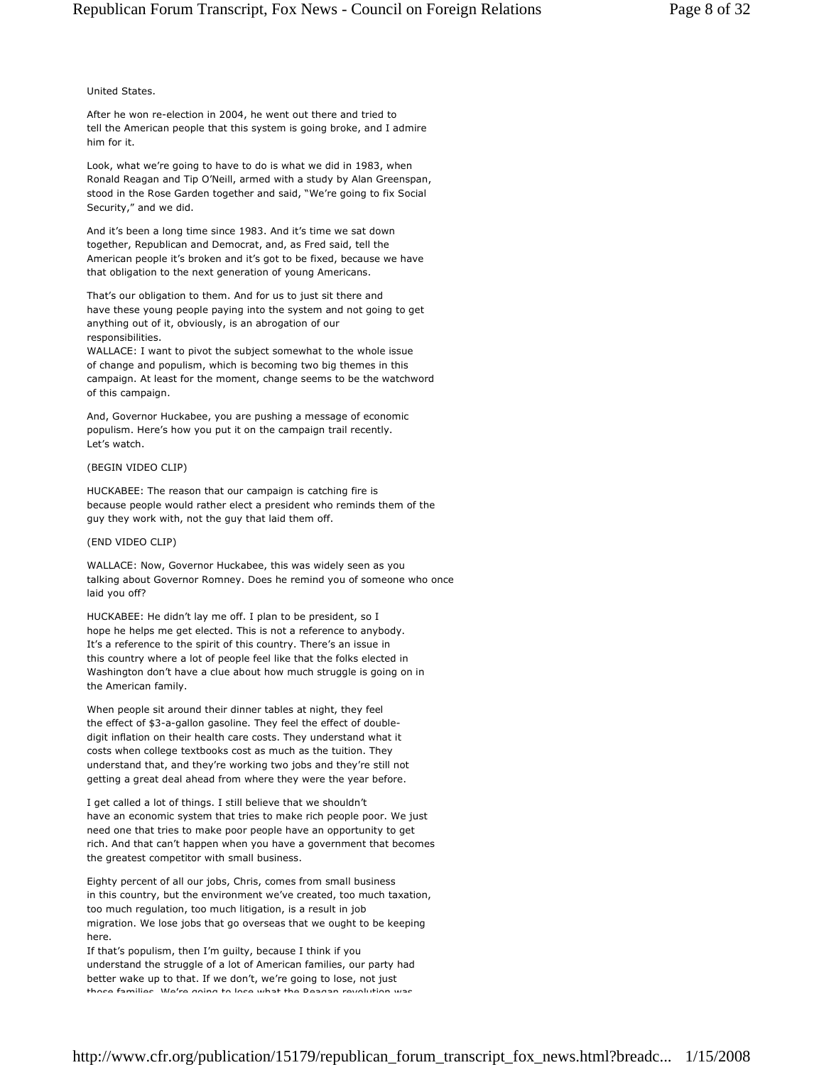United States.

After he won re-election in 2004, he went out there and tried to tell the American people that this system is going broke, and I admire him for it.

Look, what we're going to have to do is what we did in 1983, when Ronald Reagan and Tip O'Neill, armed with a study by Alan Greenspan, stood in the Rose Garden together and said, "We're going to fix Social Security," and we did.

And it's been a long time since 1983. And it's time we sat down together, Republican and Democrat, and, as Fred said, tell the American people it's broken and it's got to be fixed, because we have that obligation to the next generation of young Americans.

That's our obligation to them. And for us to just sit there and have these young people paying into the system and not going to get anything out of it, obviously, is an abrogation of our responsibilities.

WALLACE: I want to pivot the subject somewhat to the whole issue of change and populism, which is becoming two big themes in this campaign. At least for the moment, change seems to be the watchword of this campaign.

And, Governor Huckabee, you are pushing a message of economic populism. Here's how you put it on the campaign trail recently. Let's watch.

(BEGIN VIDEO CLIP)

HUCKABEE: The reason that our campaign is catching fire is because people would rather elect a president who reminds them of the guy they work with, not the guy that laid them off.

(END VIDEO CLIP)

WALLACE: Now, Governor Huckabee, this was widely seen as you talking about Governor Romney. Does he remind you of someone who once laid you off?

HUCKABEE: He didn't lay me off. I plan to be president, so I hope he helps me get elected. This is not a reference to anybody. It's a reference to the spirit of this country. There's an issue in this country where a lot of people feel like that the folks elected in Washington don't have a clue about how much struggle is going on in the American family.

When people sit around their dinner tables at night, they feel the effect of $3-a-gallon gasoline. They feel the effect of double-digit inflation on their health care costs. They understand what it costs when college textbooks cost as much as the tuition. They understand that, and they're working two jobs and they're still not getting a great deal ahead from where they were the year before.

I get called a lot of things. I still believe that we shouldn't have an economic system that tries to make rich people poor. We just need one that tries to make poor people have an opportunity to get rich. And that can't happen when you have a government that becomes the greatest competitor with small business.

Eighty percent of all our jobs, Chris, comes from small business in this country, but the environment we've created, too much taxation, too much regulation, too much litigation, is a result in job migration. We lose jobs that go overseas that we ought to be keeping here.

If that's populism, then I'm guilty, because I think if you understand the struggle of a lot of American families, our party had better wake up to that. If we don't, we're going to lose, not just those families. We're going to lose what the Reagan revolution was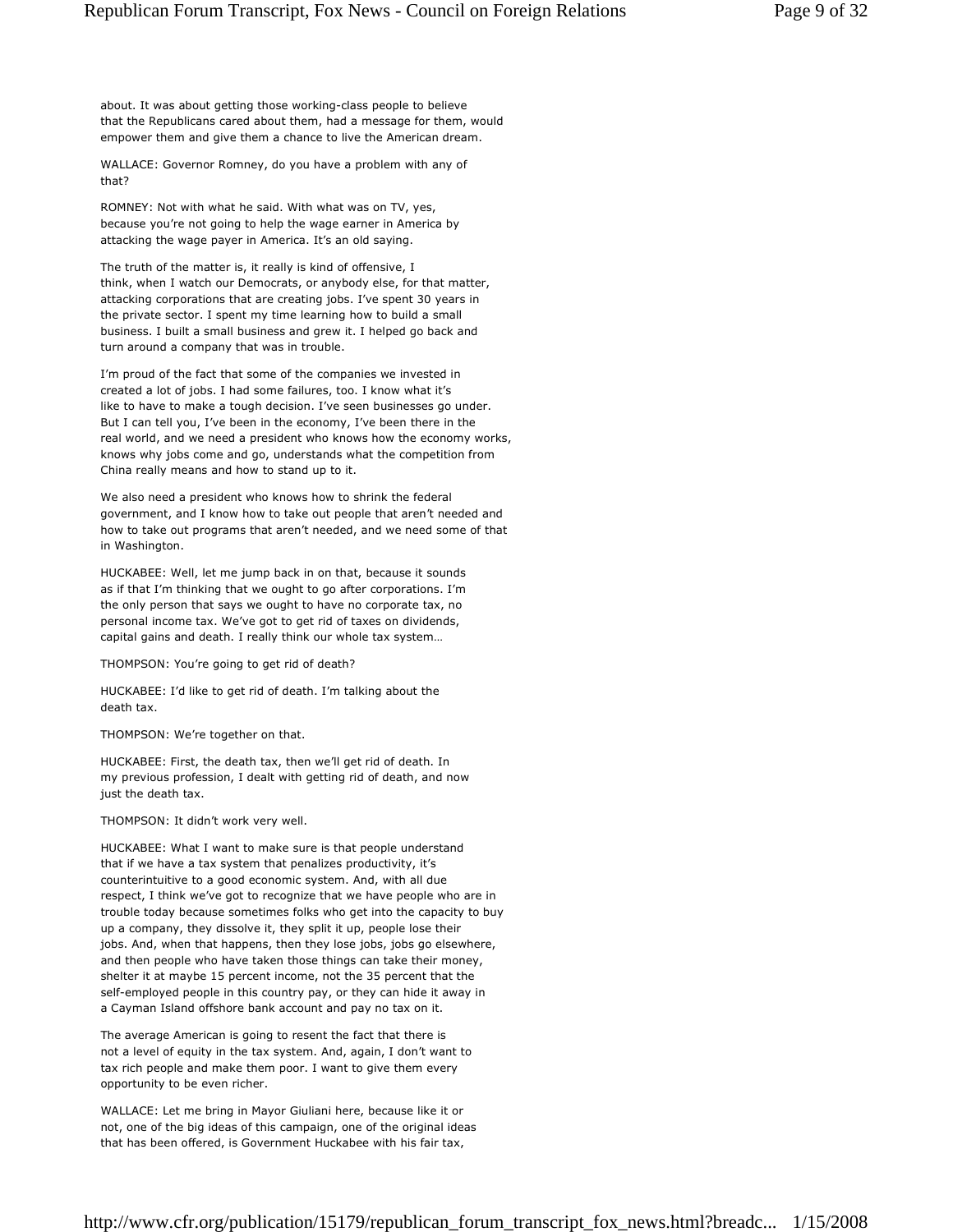about. It was about getting those working-class people to believe that the Republicans cared about them, had a message for them, would empower them and give them a chance to live the American dream.

WALLACE: Governor Romney, do you have a problem with any of that?

ROMNEY: Not with what he said. With what was on TV, yes, because you're not going to help the wage earner in America by attacking the wage payer in America. It's an old saying.

The truth of the matter is, it really is kind of offensive, I think, when I watch our Democrats, or anybody else, for that matter, attacking corporations that are creating jobs. I've spent 30 years in the private sector. I spent my time learning how to build a small business. I built a small business and grew it. I helped go back and turn around a company that was in trouble.

I'm proud of the fact that some of the companies we invested in created a lot of jobs. I had some failures, too. I know what it's like to have to make a tough decision. I've seen businesses go under. But I can tell you, I've been in the economy, I've been there in the real world, and we need a president who knows how the economy works, knows why jobs come and go, understands what the competition from China really means and how to stand up to it.

We also need a president who knows how to shrink the federal government, and I know how to take out people that aren't needed and how to take out programs that aren't needed, and we need some of that in Washington.

HUCKABEE: Well, let me jump back in on that, because it sounds as if that I'm thinking that we ought to go after corporations. I'm the only person that says we ought to have no corporate tax, no personal income tax. We've got to get rid of taxes on dividends, capital gains and death. I really think our whole tax system…

THOMPSON: You're going to get rid of death?

HUCKABEE: I'd like to get rid of death. I'm talking about the death tax.

THOMPSON: We're together on that.

HUCKABEE: First, the death tax, then we'll get rid of death. In my previous profession, I dealt with getting rid of death, and now just the death tax.

THOMPSON: It didn't work very well.

HUCKABEE: What I want to make sure is that people understand that if we have a tax system that penalizes productivity, it's counterintuitive to a good economic system. And, with all due respect, I think we've got to recognize that we have people who are in trouble today because sometimes folks who get into the capacity to buy up a company, they dissolve it, they split it up, people lose their jobs. And, when that happens, then they lose jobs, jobs go elsewhere, and then people who have taken those things can take their money, shelter it at maybe 15 percent income, not the 35 percent that the self-employed people in this country pay, or they can hide it away in a Cayman Island offshore bank account and pay no tax on it.

The average American is going to resent the fact that there is not a level of equity in the tax system. And, again, I don't want to tax rich people and make them poor. I want to give them every opportunity to be even richer.

WALLACE: Let me bring in Mayor Giuliani here, because like it or not, one of the big ideas of this campaign, one of the original ideas that has been offered, is Government Huckabee with his fair tax,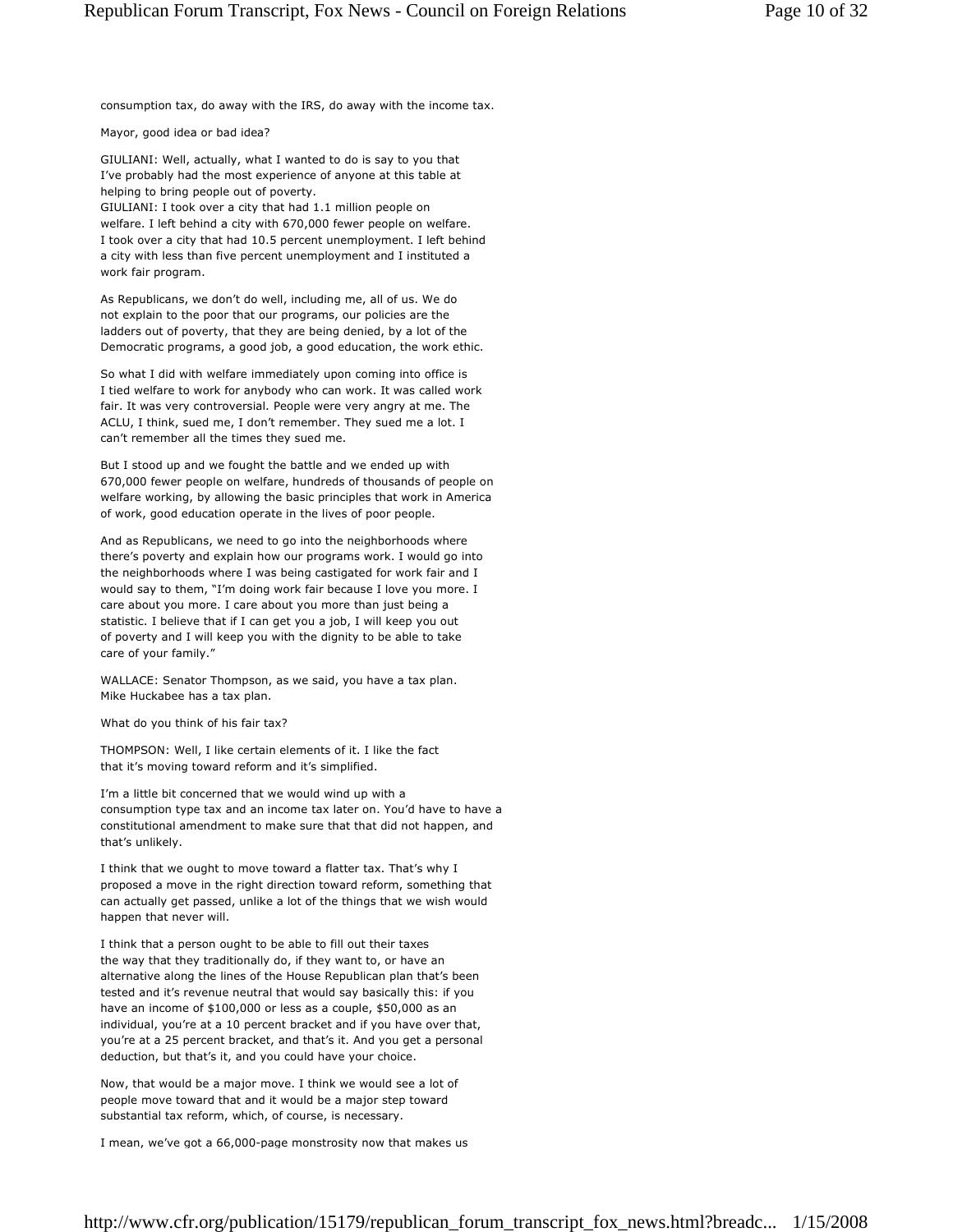consumption tax, do away with the IRS, do away with the income tax.

Mayor, good idea or bad idea?

GIULIANI: Well, actually, what I wanted to do is say to you that I've probably had the most experience of anyone at this table at helping to bring people out of poverty.
GIULIANI: I took over a city that had 1.1 million people on welfare. I left behind a city with 670,000 fewer people on welfare. I took over a city that had 10.5 percent unemployment. I left behind a city with less than five percent unemployment and I instituted a work fair program.

As Republicans, we don't do well, including me, all of us. We do not explain to the poor that our programs, our policies are the ladders out of poverty, that they are being denied, by a lot of the Democratic programs, a good job, a good education, the work ethic.

So what I did with welfare immediately upon coming into office is I tied welfare to work for anybody who can work. It was called work fair. It was very controversial. People were very angry at me. The ACLU, I think, sued me, I don't remember. They sued me a lot. I can't remember all the times they sued me.

But I stood up and we fought the battle and we ended up with 670,000 fewer people on welfare, hundreds of thousands of people on welfare working, by allowing the basic principles that work in America of work, good education operate in the lives of poor people.

And as Republicans, we need to go into the neighborhoods where there's poverty and explain how our programs work. I would go into the neighborhoods where I was being castigated for work fair and I would say to them, "I'm doing work fair because I love you more. I care about you more. I care about you more than just being a statistic. I believe that if I can get you a job, I will keep you out of poverty and I will keep you with the dignity to be able to take care of your family."

WALLACE: Senator Thompson, as we said, you have a tax plan. Mike Huckabee has a tax plan.

What do you think of his fair tax?

THOMPSON: Well, I like certain elements of it. I like the fact that it's moving toward reform and it's simplified.

I'm a little bit concerned that we would wind up with a consumption type tax and an income tax later on. You'd have to have a constitutional amendment to make sure that that did not happen, and that's unlikely.

I think that we ought to move toward a flatter tax. That's why I proposed a move in the right direction toward reform, something that can actually get passed, unlike a lot of the things that we wish would happen that never will.

I think that a person ought to be able to fill out their taxes the way that they traditionally do, if they want to, or have an alternative along the lines of the House Republican plan that's been tested and it's revenue neutral that would say basically this: if you have an income of $100,000 or less as a couple, $50,000 as an individual, you're at a 10 percent bracket and if you have over that, you're at a 25 percent bracket, and that's it. And you get a personal deduction, but that's it, and you could have your choice.

Now, that would be a major move. I think we would see a lot of people move toward that and it would be a major step toward substantial tax reform, which, of course, is necessary.

I mean, we've got a 66,000-page monstrosity now that makes us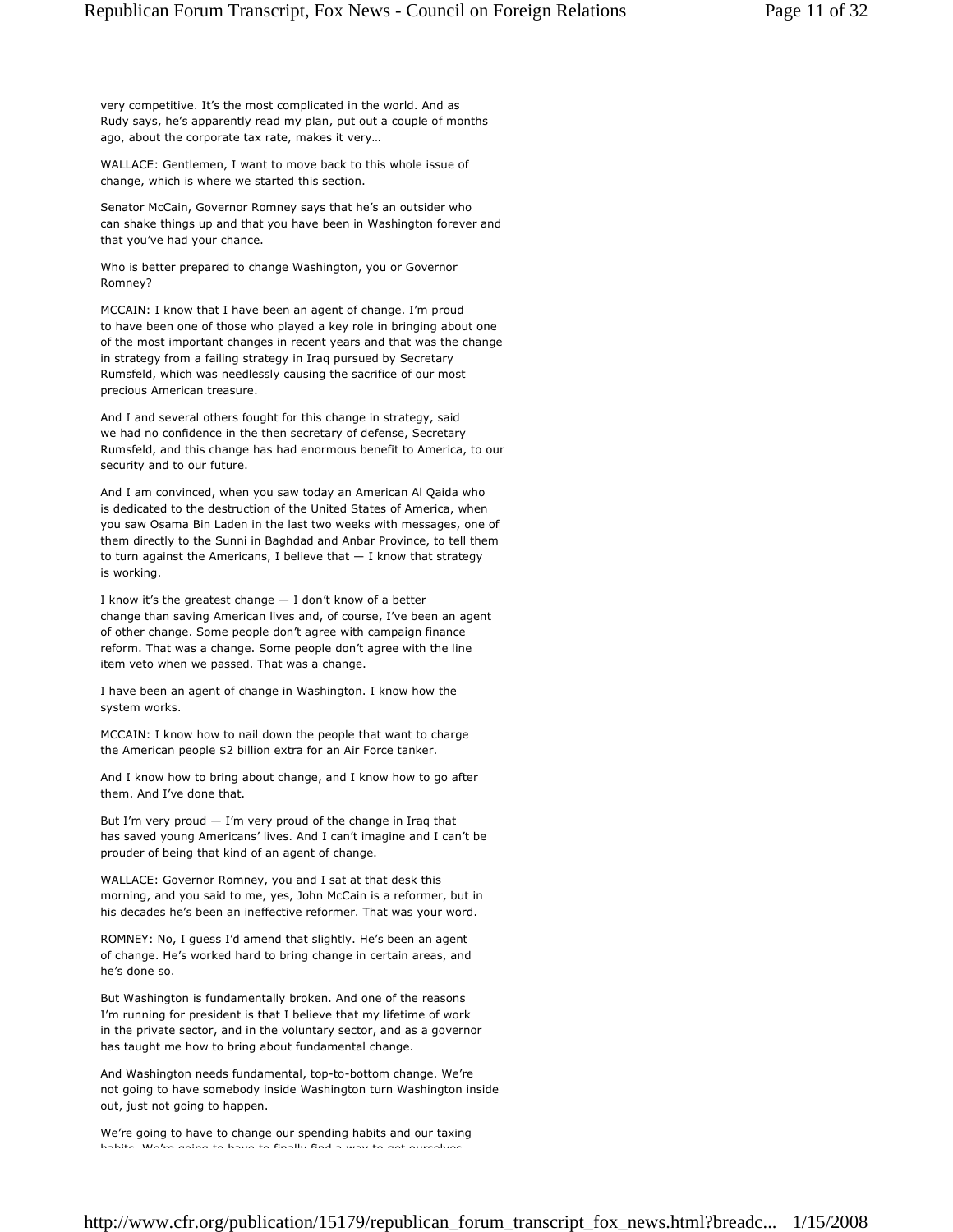very competitive. It's the most complicated in the world. And as Rudy says, he's apparently read my plan, put out a couple of months ago, about the corporate tax rate, makes it very…

WALLACE: Gentlemen, I want to move back to this whole issue of change, which is where we started this section.

Senator McCain, Governor Romney says that he's an outsider who can shake things up and that you have been in Washington forever and that you've had your chance.

Who is better prepared to change Washington, you or Governor Romney?

MCCAIN: I know that I have been an agent of change. I'm proud to have been one of those who played a key role in bringing about one of the most important changes in recent years and that was the change in strategy from a failing strategy in Iraq pursued by Secretary Rumsfeld, which was needlessly causing the sacrifice of our most precious American treasure.

And I and several others fought for this change in strategy, said we had no confidence in the then secretary of defense, Secretary Rumsfeld, and this change has had enormous benefit to America, to our security and to our future.

And I am convinced, when you saw today an American Al Qaida who is dedicated to the destruction of the United States of America, when you saw Osama Bin Laden in the last two weeks with messages, one of them directly to the Sunni in Baghdad and Anbar Province, to tell them to turn against the Americans, I believe that — I know that strategy is working.

I know it's the greatest change — I don't know of a better change than saving American lives and, of course, I've been an agent of other change. Some people don't agree with campaign finance reform. That was a change. Some people don't agree with the line item veto when we passed. That was a change.

I have been an agent of change in Washington. I know how the system works.

MCCAIN: I know how to nail down the people that want to charge the American people $2 billion extra for an Air Force tanker.

And I know how to bring about change, and I know how to go after them. And I've done that.

But I'm very proud — I'm very proud of the change in Iraq that has saved young Americans' lives. And I can't imagine and I can't be prouder of being that kind of an agent of change.

WALLACE: Governor Romney, you and I sat at that desk this morning, and you said to me, yes, John McCain is a reformer, but in his decades he's been an ineffective reformer. That was your word.

ROMNEY: No, I guess I'd amend that slightly. He's been an agent of change. He's worked hard to bring change in certain areas, and he's done so.

But Washington is fundamentally broken. And one of the reasons I'm running for president is that I believe that my lifetime of work in the private sector, and in the voluntary sector, and as a governor has taught me how to bring about fundamental change.

And Washington needs fundamental, top-to-bottom change. We're not going to have somebody inside Washington turn Washington inside out, just not going to happen.

We're going to have to change our spending habits and our taxing habits. We're going to have to finally find a way to get ourselves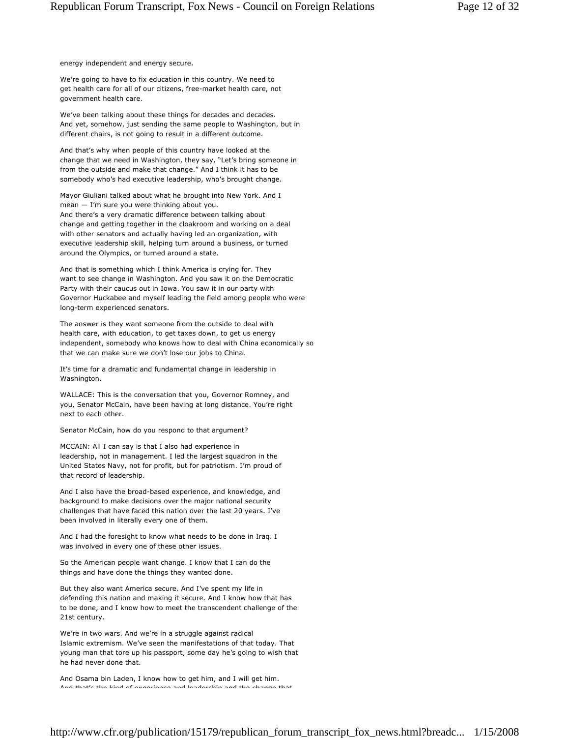energy independent and energy secure.

We're going to have to fix education in this country. We need to get health care for all of our citizens, free-market health care, not government health care.

We've been talking about these things for decades and decades. And yet, somehow, just sending the same people to Washington, but in different chairs, is not going to result in a different outcome.

And that's why when people of this country have looked at the change that we need in Washington, they say, "Let's bring someone in from the outside and make that change." And I think it has to be somebody who's had executive leadership, who's brought change.

Mayor Giuliani talked about what he brought into New York. And I mean — I'm sure you were thinking about you.
And there's a very dramatic difference between talking about change and getting together in the cloakroom and working on a deal with other senators and actually having led an organization, with executive leadership skill, helping turn around a business, or turned around the Olympics, or turned around a state.

And that is something which I think America is crying for. They want to see change in Washington. And you saw it on the Democratic Party with their caucus out in Iowa. You saw it in our party with Governor Huckabee and myself leading the field among people who were long-term experienced senators.

The answer is they want someone from the outside to deal with health care, with education, to get taxes down, to get us energy independent, somebody who knows how to deal with China economically so that we can make sure we don't lose our jobs to China.

It's time for a dramatic and fundamental change in leadership in Washington.

WALLACE: This is the conversation that you, Governor Romney, and you, Senator McCain, have been having at long distance. You're right next to each other.

Senator McCain, how do you respond to that argument?

MCCAIN: All I can say is that I also had experience in leadership, not in management. I led the largest squadron in the United States Navy, not for profit, but for patriotism. I'm proud of that record of leadership.

And I also have the broad-based experience, and knowledge, and background to make decisions over the major national security challenges that have faced this nation over the last 20 years. I've been involved in literally every one of them.

And I had the foresight to know what needs to be done in Iraq. I was involved in every one of these other issues.

So the American people want change. I know that I can do the things and have done the things they wanted done.

But they also want America secure. And I've spent my life in defending this nation and making it secure. And I know how that has to be done, and I know how to meet the transcendent challenge of the 21st century.

We're in two wars. And we're in a struggle against radical Islamic extremism. We've seen the manifestations of that today. That young man that tore up his passport, some day he's going to wish that he had never done that.

And Osama bin Laden, I know how to get him, and I will get him.
And that's the kind of experience and leadership and the change that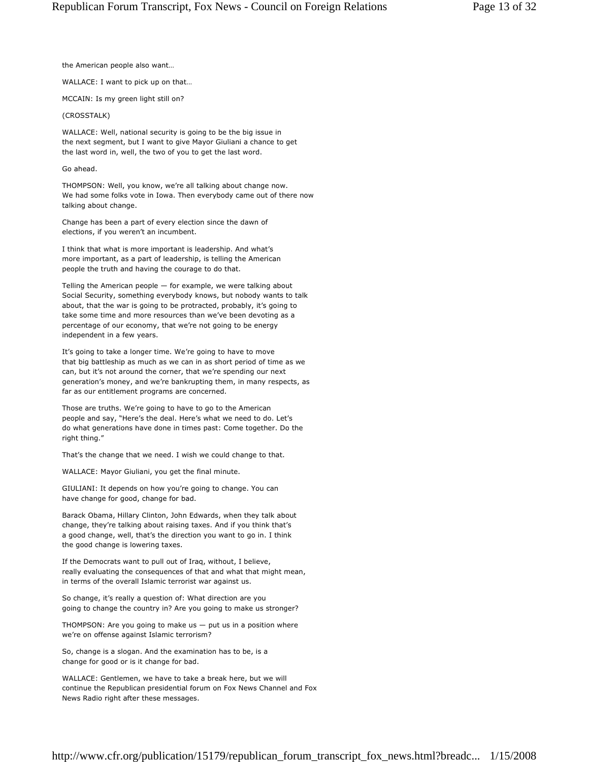the American people also want…

WALLACE: I want to pick up on that…

MCCAIN: Is my green light still on?

(CROSSTALK)

WALLACE: Well, national security is going to be the big issue in the next segment, but I want to give Mayor Giuliani a chance to get the last word in, well, the two of you to get the last word.

Go ahead.

THOMPSON: Well, you know, we're all talking about change now. We had some folks vote in Iowa. Then everybody came out of there now talking about change.

Change has been a part of every election since the dawn of elections, if you weren't an incumbent.

I think that what is more important is leadership. And what's more important, as a part of leadership, is telling the American people the truth and having the courage to do that.

Telling the American people — for example, we were talking about Social Security, something everybody knows, but nobody wants to talk about, that the war is going to be protracted, probably, it's going to take some time and more resources than we've been devoting as a percentage of our economy, that we're not going to be energy independent in a few years.

It's going to take a longer time. We're going to have to move that big battleship as much as we can in as short period of time as we can, but it's not around the corner, that we're spending our next generation's money, and we're bankrupting them, in many respects, as far as our entitlement programs are concerned.

Those are truths. We're going to have to go to the American people and say, "Here's the deal. Here's what we need to do. Let's do what generations have done in times past: Come together. Do the right thing."

That's the change that we need. I wish we could change to that.

WALLACE: Mayor Giuliani, you get the final minute.

GIULIANI: It depends on how you're going to change. You can have change for good, change for bad.

Barack Obama, Hillary Clinton, John Edwards, when they talk about change, they're talking about raising taxes. And if you think that's a good change, well, that's the direction you want to go in. I think the good change is lowering taxes.

If the Democrats want to pull out of Iraq, without, I believe, really evaluating the consequences of that and what that might mean, in terms of the overall Islamic terrorist war against us.

So change, it's really a question of: What direction are you going to change the country in? Are you going to make us stronger?

THOMPSON: Are you going to make us — put us in a position where we're on offense against Islamic terrorism?

So, change is a slogan. And the examination has to be, is a change for good or is it change for bad.

WALLACE: Gentlemen, we have to take a break here, but we will continue the Republican presidential forum on Fox News Channel and Fox News Radio right after these messages.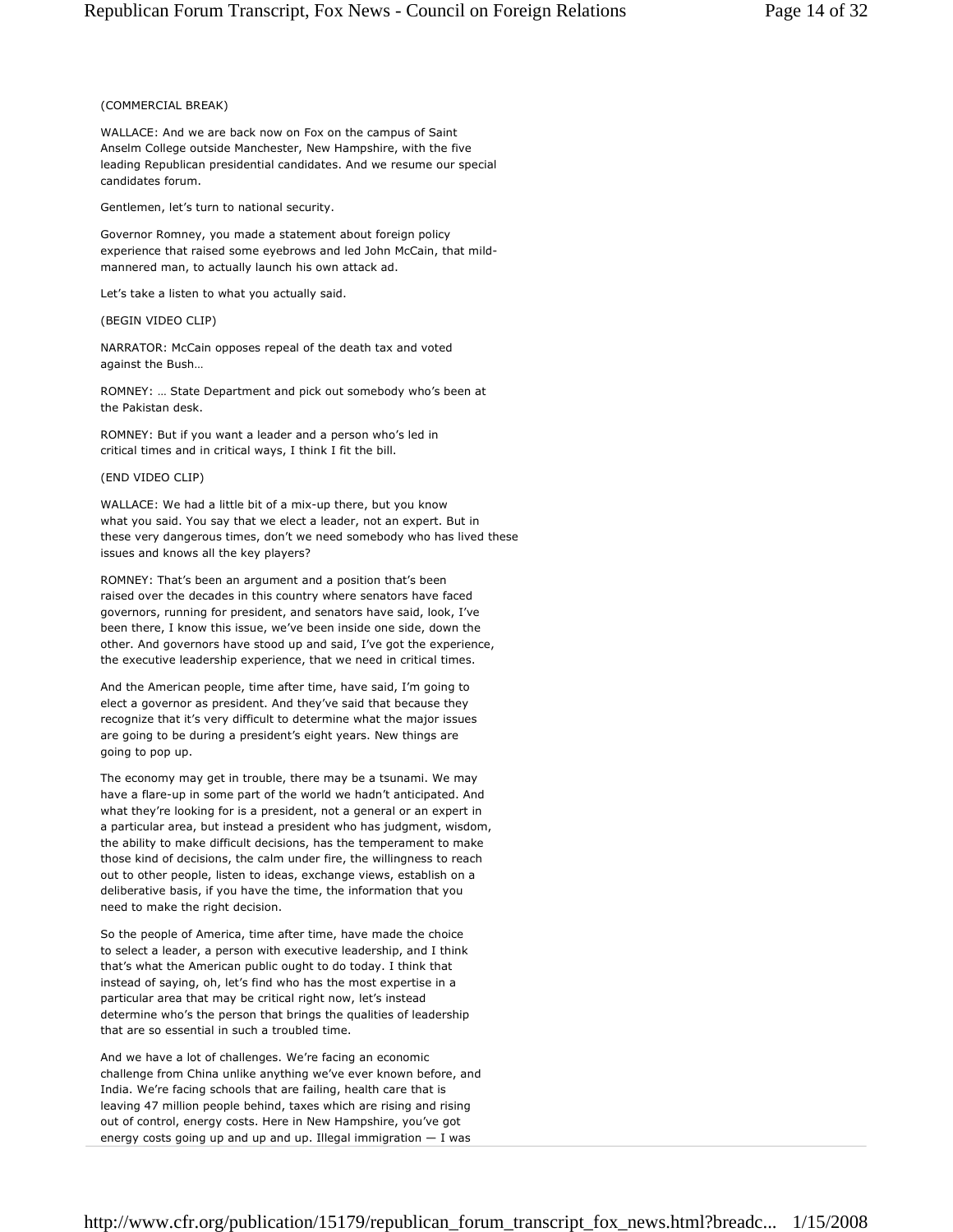(COMMERCIAL BREAK)

WALLACE: And we are back now on Fox on the campus of Saint Anselm College outside Manchester, New Hampshire, with the five leading Republican presidential candidates. And we resume our special candidates forum.

Gentlemen, let's turn to national security.

Governor Romney, you made a statement about foreign policy experience that raised some eyebrows and led John McCain, that mild-mannered man, to actually launch his own attack ad.

Let's take a listen to what you actually said.

(BEGIN VIDEO CLIP)

NARRATOR: McCain opposes repeal of the death tax and voted against the Bush…

ROMNEY: … State Department and pick out somebody who's been at the Pakistan desk.

ROMNEY: But if you want a leader and a person who's led in critical times and in critical ways, I think I fit the bill.

(END VIDEO CLIP)

WALLACE: We had a little bit of a mix-up there, but you know what you said. You say that we elect a leader, not an expert. But in these very dangerous times, don't we need somebody who has lived these issues and knows all the key players?

ROMNEY: That's been an argument and a position that's been raised over the decades in this country where senators have faced governors, running for president, and senators have said, look, I've been there, I know this issue, we've been inside one side, down the other. And governors have stood up and said, I've got the experience, the executive leadership experience, that we need in critical times.

And the American people, time after time, have said, I'm going to elect a governor as president. And they've said that because they recognize that it's very difficult to determine what the major issues are going to be during a president's eight years. New things are going to pop up.

The economy may get in trouble, there may be a tsunami. We may have a flare-up in some part of the world we hadn't anticipated. And what they're looking for is a president, not a general or an expert in a particular area, but instead a president who has judgment, wisdom, the ability to make difficult decisions, has the temperament to make those kind of decisions, the calm under fire, the willingness to reach out to other people, listen to ideas, exchange views, establish on a deliberative basis, if you have the time, the information that you need to make the right decision.

So the people of America, time after time, have made the choice to select a leader, a person with executive leadership, and I think that's what the American public ought to do today. I think that instead of saying, oh, let's find who has the most expertise in a particular area that may be critical right now, let's instead determine who's the person that brings the qualities of leadership that are so essential in such a troubled time.

And we have a lot of challenges. We're facing an economic challenge from China unlike anything we've ever known before, and India. We're facing schools that are failing, health care that is leaving 47 million people behind, taxes which are rising and rising out of control, energy costs. Here in New Hampshire, you've got energy costs going up and up and up. Illegal immigration — I was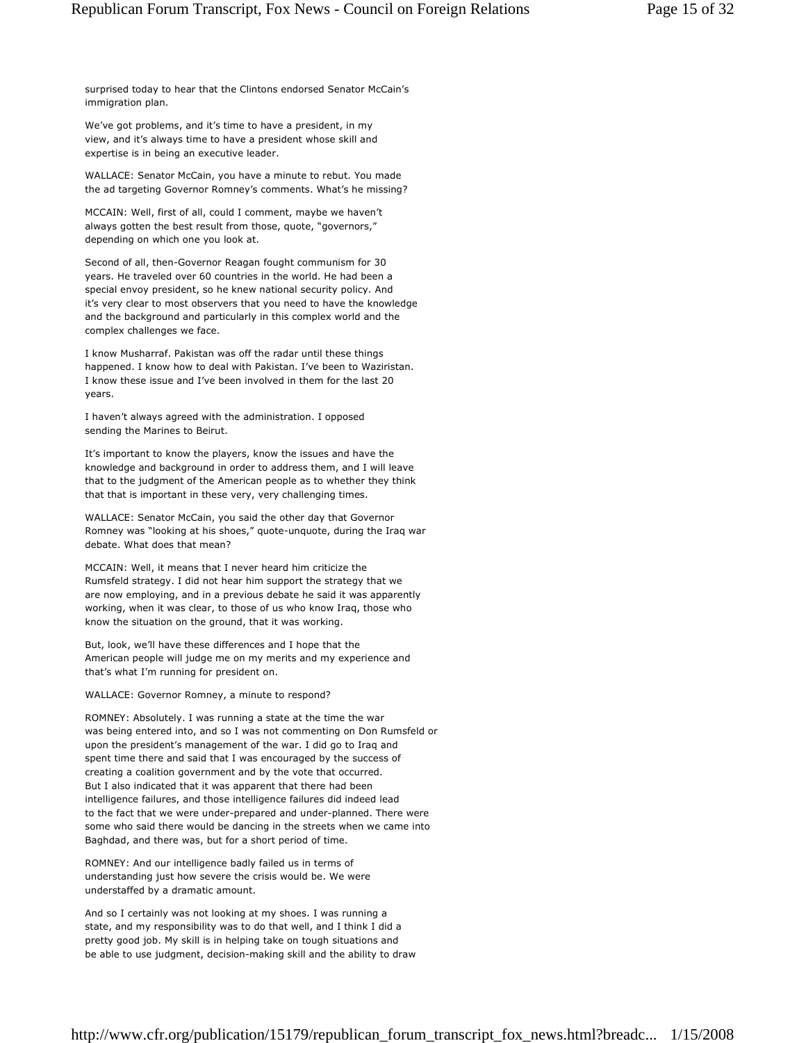surprised today to hear that the Clintons endorsed Senator McCain's immigration plan.

We've got problems, and it's time to have a president, in my view, and it's always time to have a president whose skill and expertise is in being an executive leader.

WALLACE: Senator McCain, you have a minute to rebut. You made the ad targeting Governor Romney's comments. What's he missing?

MCCAIN: Well, first of all, could I comment, maybe we haven't always gotten the best result from those, quote, "governors," depending on which one you look at.

Second of all, then-Governor Reagan fought communism for 30 years. He traveled over 60 countries in the world. He had been a special envoy president, so he knew national security policy. And it's very clear to most observers that you need to have the knowledge and the background and particularly in this complex world and the complex challenges we face.

I know Musharraf. Pakistan was off the radar until these things happened. I know how to deal with Pakistan. I've been to Waziristan. I know these issue and I've been involved in them for the last 20 years.

I haven't always agreed with the administration. I opposed sending the Marines to Beirut.

It's important to know the players, know the issues and have the knowledge and background in order to address them, and I will leave that to the judgment of the American people as to whether they think that that is important in these very, very challenging times.

WALLACE: Senator McCain, you said the other day that Governor Romney was "looking at his shoes," quote-unquote, during the Iraq war debate. What does that mean?

MCCAIN: Well, it means that I never heard him criticize the Rumsfeld strategy. I did not hear him support the strategy that we are now employing, and in a previous debate he said it was apparently working, when it was clear, to those of us who know Iraq, those who know the situation on the ground, that it was working.

But, look, we'll have these differences and I hope that the American people will judge me on my merits and my experience and that's what I'm running for president on.

WALLACE: Governor Romney, a minute to respond?

ROMNEY: Absolutely. I was running a state at the time the war was being entered into, and so I was not commenting on Don Rumsfeld or upon the president's management of the war. I did go to Iraq and spent time there and said that I was encouraged by the success of creating a coalition government and by the vote that occurred. But I also indicated that it was apparent that there had been intelligence failures, and those intelligence failures did indeed lead to the fact that we were under-prepared and under-planned. There were some who said there would be dancing in the streets when we came into Baghdad, and there was, but for a short period of time.

ROMNEY: And our intelligence badly failed us in terms of understanding just how severe the crisis would be. We were understaffed by a dramatic amount.

And so I certainly was not looking at my shoes. I was running a state, and my responsibility was to do that well, and I think I did a pretty good job. My skill is in helping take on tough situations and be able to use judgment, decision-making skill and the ability to draw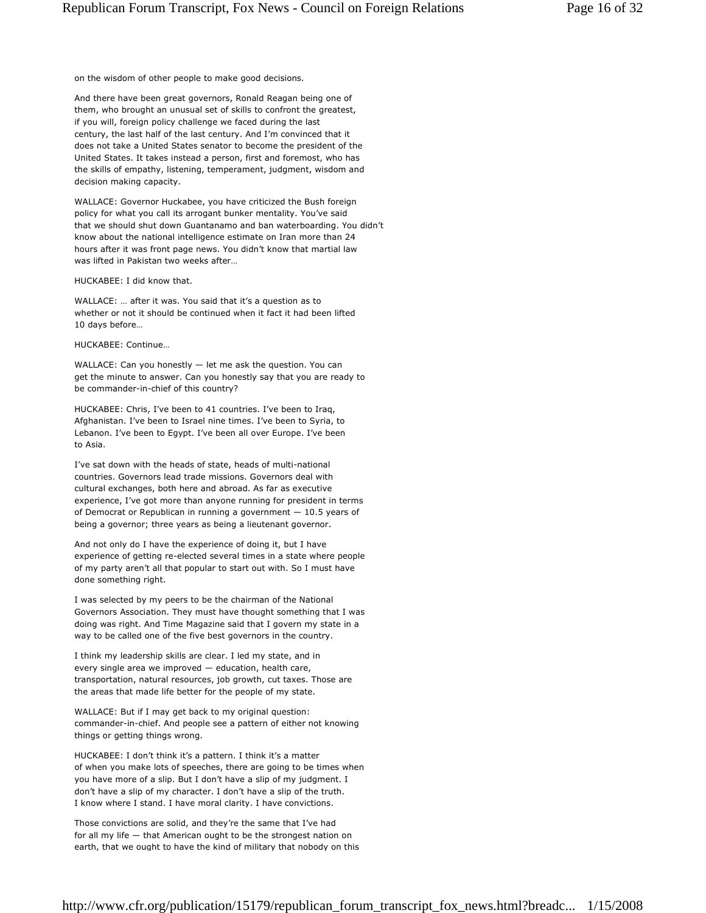on the wisdom of other people to make good decisions.

And there have been great governors, Ronald Reagan being one of them, who brought an unusual set of skills to confront the greatest, if you will, foreign policy challenge we faced during the last century, the last half of the last century. And I'm convinced that it does not take a United States senator to become the president of the United States. It takes instead a person, first and foremost, who has the skills of empathy, listening, temperament, judgment, wisdom and decision making capacity.

WALLACE: Governor Huckabee, you have criticized the Bush foreign policy for what you call its arrogant bunker mentality. You've said that we should shut down Guantanamo and ban waterboarding. You didn't know about the national intelligence estimate on Iran more than 24 hours after it was front page news. You didn't know that martial law was lifted in Pakistan two weeks after…

HUCKABEE: I did know that.

WALLACE: … after it was. You said that it's a question as to whether or not it should be continued when it fact it had been lifted 10 days before…

HUCKABEE: Continue…

WALLACE: Can you honestly — let me ask the question. You can get the minute to answer. Can you honestly say that you are ready to be commander-in-chief of this country?

HUCKABEE: Chris, I've been to 41 countries. I've been to Iraq, Afghanistan. I've been to Israel nine times. I've been to Syria, to Lebanon. I've been to Egypt. I've been all over Europe. I've been to Asia.

I've sat down with the heads of state, heads of multi-national countries. Governors lead trade missions. Governors deal with cultural exchanges, both here and abroad. As far as executive experience, I've got more than anyone running for president in terms of Democrat or Republican in running a government — 10.5 years of being a governor; three years as being a lieutenant governor.

And not only do I have the experience of doing it, but I have experience of getting re-elected several times in a state where people of my party aren't all that popular to start out with. So I must have done something right.

I was selected by my peers to be the chairman of the National Governors Association. They must have thought something that I was doing was right. And Time Magazine said that I govern my state in a way to be called one of the five best governors in the country.

I think my leadership skills are clear. I led my state, and in every single area we improved — education, health care, transportation, natural resources, job growth, cut taxes. Those are the areas that made life better for the people of my state.

WALLACE: But if I may get back to my original question: commander-in-chief. And people see a pattern of either not knowing things or getting things wrong.

HUCKABEE: I don't think it's a pattern. I think it's a matter of when you make lots of speeches, there are going to be times when you have more of a slip. But I don't have a slip of my judgment. I don't have a slip of my character. I don't have a slip of the truth. I know where I stand. I have moral clarity. I have convictions.

Those convictions are solid, and they're the same that I've had for all my life — that American ought to be the strongest nation on earth, that we ought to have the kind of military that nobody on this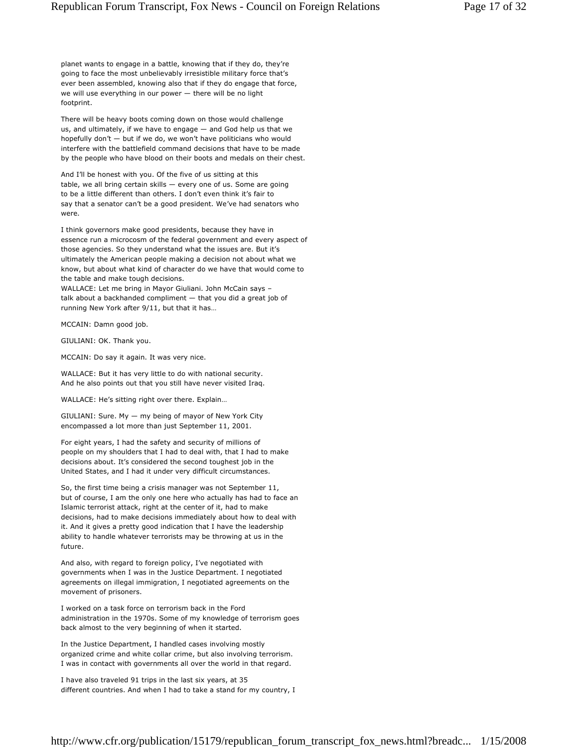planet wants to engage in a battle, knowing that if they do, they're going to face the most unbelievably irresistible military force that's ever been assembled, knowing also that if they do engage that force, we will use everything in our power — there will be no light footprint.

There will be heavy boots coming down on those would challenge us, and ultimately, if we have to engage — and God help us that we hopefully don't — but if we do, we won't have politicians who would interfere with the battlefield command decisions that have to be made by the people who have blood on their boots and medals on their chest.

And I'll be honest with you. Of the five of us sitting at this table, we all bring certain skills — every one of us. Some are going to be a little different than others. I don't even think it's fair to say that a senator can't be a good president. We've had senators who were.

I think governors make good presidents, because they have in essence run a microcosm of the federal government and every aspect of those agencies. So they understand what the issues are. But it's ultimately the American people making a decision not about what we know, but about what kind of character do we have that would come to the table and make tough decisions.
WALLACE: Let me bring in Mayor Giuliani. John McCain says – talk about a backhanded compliment — that you did a great job of running New York after 9/11, but that it has…

MCCAIN: Damn good job.

GIULIANI: OK. Thank you.

MCCAIN: Do say it again. It was very nice.

WALLACE: But it has very little to do with national security. And he also points out that you still have never visited Iraq.

WALLACE: He's sitting right over there. Explain…

GIULIANI: Sure. My — my being of mayor of New York City encompassed a lot more than just September 11, 2001.

For eight years, I had the safety and security of millions of people on my shoulders that I had to deal with, that I had to make decisions about. It's considered the second toughest job in the United States, and I had it under very difficult circumstances.

So, the first time being a crisis manager was not September 11, but of course, I am the only one here who actually has had to face an Islamic terrorist attack, right at the center of it, had to make decisions, had to make decisions immediately about how to deal with it. And it gives a pretty good indication that I have the leadership ability to handle whatever terrorists may be throwing at us in the future.

And also, with regard to foreign policy, I've negotiated with governments when I was in the Justice Department. I negotiated agreements on illegal immigration, I negotiated agreements on the movement of prisoners.

I worked on a task force on terrorism back in the Ford administration in the 1970s. Some of my knowledge of terrorism goes back almost to the very beginning of when it started.

In the Justice Department, I handled cases involving mostly organized crime and white collar crime, but also involving terrorism. I was in contact with governments all over the world in that regard.

I have also traveled 91 trips in the last six years, at 35 different countries. And when I had to take a stand for my country, I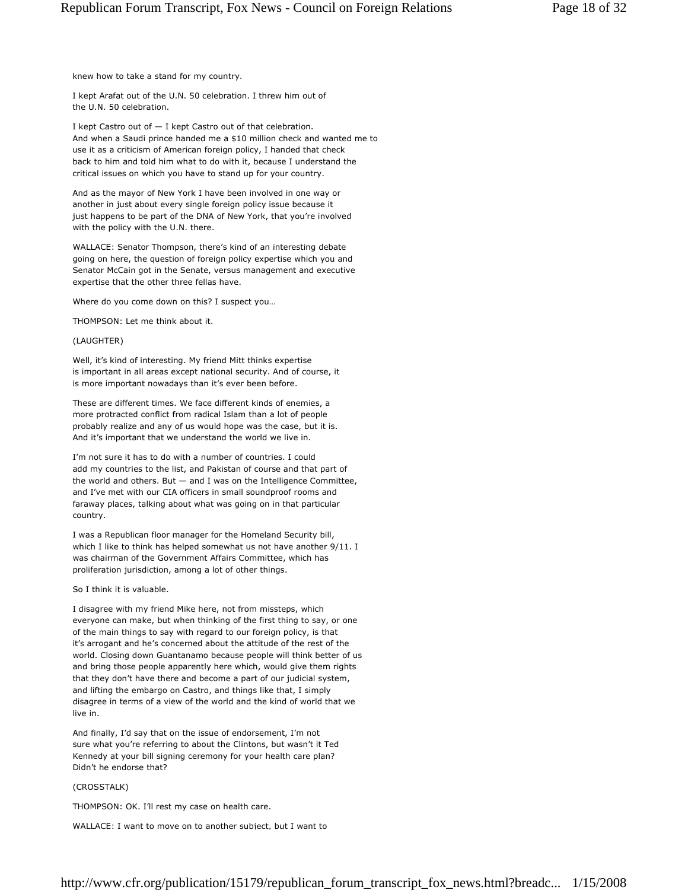knew how to take a stand for my country.

I kept Arafat out of the U.N. 50 celebration. I threw him out of the U.N. 50 celebration.

I kept Castro out of — I kept Castro out of that celebration. And when a Saudi prince handed me a $10 million check and wanted me to use it as a criticism of American foreign policy, I handed that check back to him and told him what to do with it, because I understand the critical issues on which you have to stand up for your country.

And as the mayor of New York I have been involved in one way or another in just about every single foreign policy issue because it just happens to be part of the DNA of New York, that you're involved with the policy with the U.N. there.

WALLACE: Senator Thompson, there's kind of an interesting debate going on here, the question of foreign policy expertise which you and Senator McCain got in the Senate, versus management and executive expertise that the other three fellas have.

Where do you come down on this? I suspect you…

THOMPSON: Let me think about it.

(LAUGHTER)

Well, it's kind of interesting. My friend Mitt thinks expertise is important in all areas except national security. And of course, it is more important nowadays than it's ever been before.

These are different times. We face different kinds of enemies, a more protracted conflict from radical Islam than a lot of people probably realize and any of us would hope was the case, but it is. And it's important that we understand the world we live in.

I'm not sure it has to do with a number of countries. I could add my countries to the list, and Pakistan of course and that part of the world and others. But — and I was on the Intelligence Committee, and I've met with our CIA officers in small soundproof rooms and faraway places, talking about what was going on in that particular country.

I was a Republican floor manager for the Homeland Security bill, which I like to think has helped somewhat us not have another 9/11. I was chairman of the Government Affairs Committee, which has proliferation jurisdiction, among a lot of other things.

So I think it is valuable.

I disagree with my friend Mike here, not from missteps, which everyone can make, but when thinking of the first thing to say, or one of the main things to say with regard to our foreign policy, is that it's arrogant and he's concerned about the attitude of the rest of the world. Closing down Guantanamo because people will think better of us and bring those people apparently here which, would give them rights that they don't have there and become a part of our judicial system, and lifting the embargo on Castro, and things like that, I simply disagree in terms of a view of the world and the kind of world that we live in.

And finally, I'd say that on the issue of endorsement, I'm not sure what you're referring to about the Clintons, but wasn't it Ted Kennedy at your bill signing ceremony for your health care plan? Didn't he endorse that?

(CROSSTALK)

THOMPSON: OK. I'll rest my case on health care.

WALLACE: I want to move on to another subject, but I want to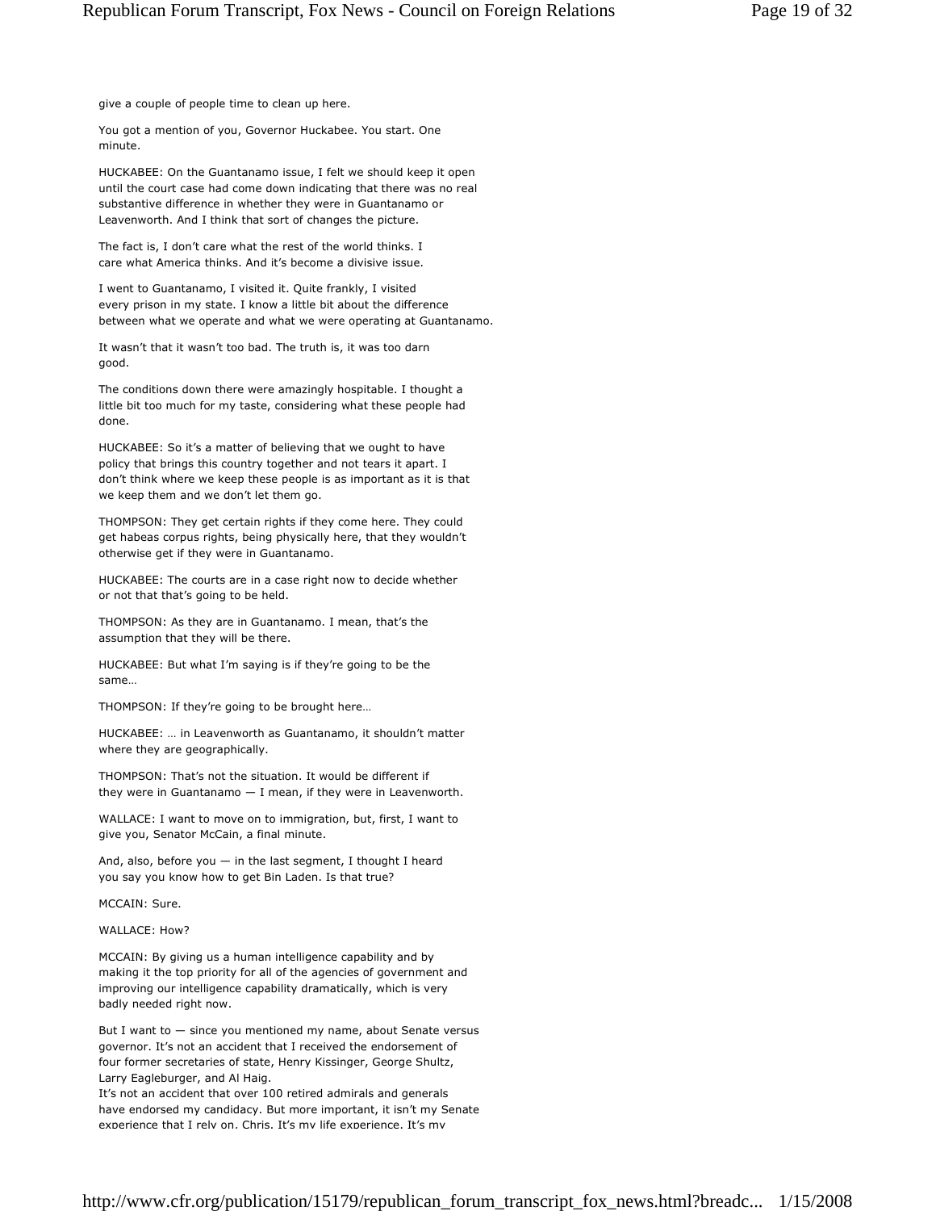give a couple of people time to clean up here.

You got a mention of you, Governor Huckabee. You start. One minute.

HUCKABEE: On the Guantanamo issue, I felt we should keep it open until the court case had come down indicating that there was no real substantive difference in whether they were in Guantanamo or Leavenworth. And I think that sort of changes the picture.

The fact is, I don't care what the rest of the world thinks. I care what America thinks. And it's become a divisive issue.

I went to Guantanamo, I visited it. Quite frankly, I visited every prison in my state. I know a little bit about the difference between what we operate and what we were operating at Guantanamo.

It wasn't that it wasn't too bad. The truth is, it was too darn good.

The conditions down there were amazingly hospitable. I thought a little bit too much for my taste, considering what these people had done.

HUCKABEE: So it's a matter of believing that we ought to have policy that brings this country together and not tears it apart. I don't think where we keep these people is as important as it is that we keep them and we don't let them go.

THOMPSON: They get certain rights if they come here. They could get habeas corpus rights, being physically here, that they wouldn't otherwise get if they were in Guantanamo.

HUCKABEE: The courts are in a case right now to decide whether or not that that's going to be held.

THOMPSON: As they are in Guantanamo. I mean, that's the assumption that they will be there.

HUCKABEE: But what I'm saying is if they're going to be the same…

THOMPSON: If they're going to be brought here…

HUCKABEE: … in Leavenworth as Guantanamo, it shouldn't matter where they are geographically.

THOMPSON: That's not the situation. It would be different if they were in Guantanamo — I mean, if they were in Leavenworth.

WALLACE: I want to move on to immigration, but, first, I want to give you, Senator McCain, a final minute.

And, also, before you — in the last segment, I thought I heard you say you know how to get Bin Laden. Is that true?

MCCAIN: Sure.

WALLACE: How?

MCCAIN: By giving us a human intelligence capability and by making it the top priority for all of the agencies of government and improving our intelligence capability dramatically, which is very badly needed right now.

But I want to — since you mentioned my name, about Senate versus governor. It's not an accident that I received the endorsement of four former secretaries of state, Henry Kissinger, George Shultz, Larry Eagleburger, and Al Haig.
It's not an accident that over 100 retired admirals and generals have endorsed my candidacy. But more important, it isn't my Senate experience that I rely on, Chris. It's my life experience. It's my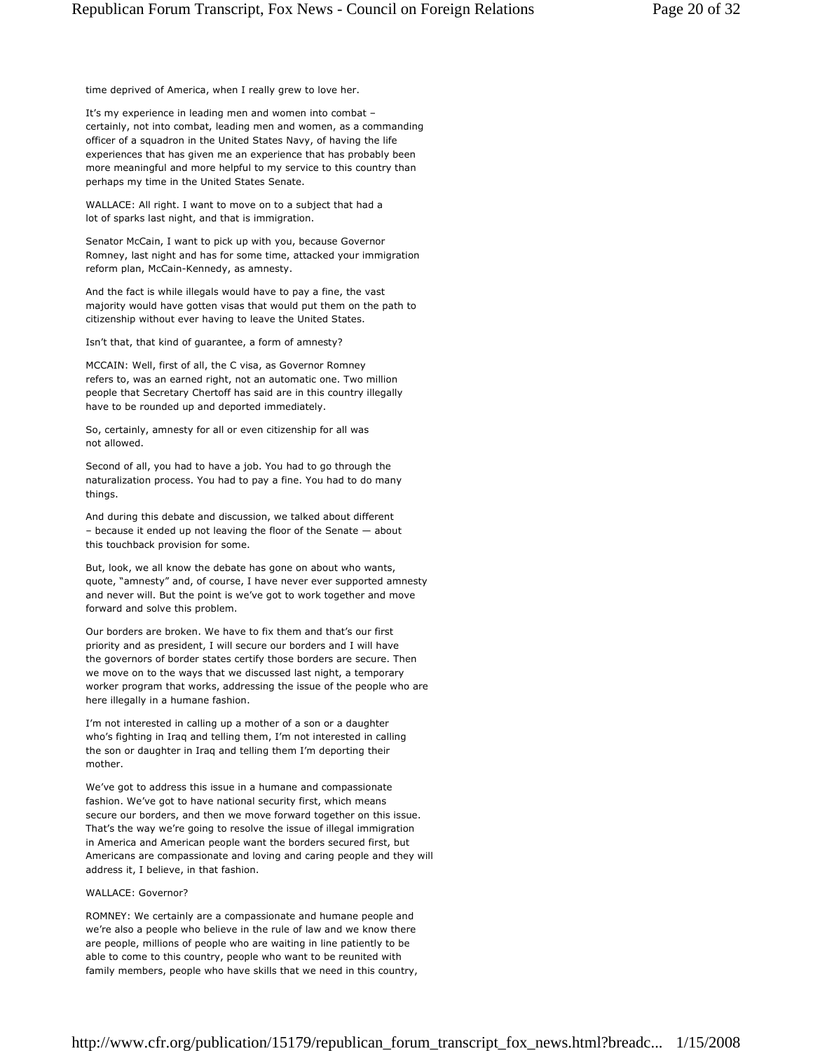time deprived of America, when I really grew to love her.

It's my experience in leading men and women into combat – certainly, not into combat, leading men and women, as a commanding officer of a squadron in the United States Navy, of having the life experiences that has given me an experience that has probably been more meaningful and more helpful to my service to this country than perhaps my time in the United States Senate.

WALLACE: All right. I want to move on to a subject that had a lot of sparks last night, and that is immigration.

Senator McCain, I want to pick up with you, because Governor Romney, last night and has for some time, attacked your immigration reform plan, McCain-Kennedy, as amnesty.

And the fact is while illegals would have to pay a fine, the vast majority would have gotten visas that would put them on the path to citizenship without ever having to leave the United States.

Isn't that, that kind of guarantee, a form of amnesty?

MCCAIN: Well, first of all, the C visa, as Governor Romney refers to, was an earned right, not an automatic one. Two million people that Secretary Chertoff has said are in this country illegally have to be rounded up and deported immediately.

So, certainly, amnesty for all or even citizenship for all was not allowed.

Second of all, you had to have a job. You had to go through the naturalization process. You had to pay a fine. You had to do many things.

And during this debate and discussion, we talked about different – because it ended up not leaving the floor of the Senate — about this touchback provision for some.

But, look, we all know the debate has gone on about who wants, quote, "amnesty" and, of course, I have never ever supported amnesty and never will. But the point is we've got to work together and move forward and solve this problem.

Our borders are broken. We have to fix them and that's our first priority and as president, I will secure our borders and I will have the governors of border states certify those borders are secure. Then we move on to the ways that we discussed last night, a temporary worker program that works, addressing the issue of the people who are here illegally in a humane fashion.

I'm not interested in calling up a mother of a son or a daughter who's fighting in Iraq and telling them, I'm not interested in calling the son or daughter in Iraq and telling them I'm deporting their mother.

We've got to address this issue in a humane and compassionate fashion. We've got to have national security first, which means secure our borders, and then we move forward together on this issue. That's the way we're going to resolve the issue of illegal immigration in America and American people want the borders secured first, but Americans are compassionate and loving and caring people and they will address it, I believe, in that fashion.

WALLACE: Governor?

ROMNEY: We certainly are a compassionate and humane people and we're also a people who believe in the rule of law and we know there are people, millions of people who are waiting in line patiently to be able to come to this country, people who want to be reunited with family members, people who have skills that we need in this country,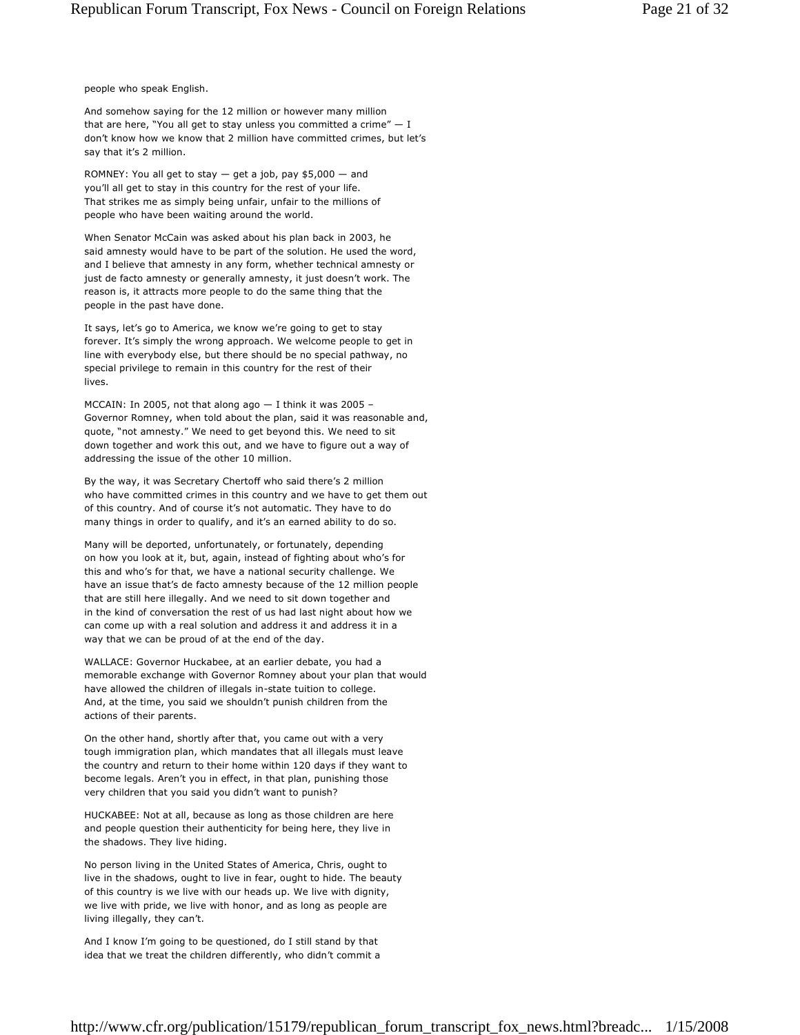people who speak English.

And somehow saying for the 12 million or however many million that are here, "You all get to stay unless you committed a crime" — I don't know how we know that 2 million have committed crimes, but let's say that it's 2 million.

ROMNEY: You all get to stay — get a job, pay $5,000 — and you'll all get to stay in this country for the rest of your life. That strikes me as simply being unfair, unfair to the millions of people who have been waiting around the world.

When Senator McCain was asked about his plan back in 2003, he said amnesty would have to be part of the solution. He used the word, and I believe that amnesty in any form, whether technical amnesty or just de facto amnesty or generally amnesty, it just doesn't work. The reason is, it attracts more people to do the same thing that the people in the past have done.

It says, let's go to America, we know we're going to get to stay forever. It's simply the wrong approach. We welcome people to get in line with everybody else, but there should be no special pathway, no special privilege to remain in this country for the rest of their lives.

MCCAIN: In 2005, not that along ago — I think it was 2005 – Governor Romney, when told about the plan, said it was reasonable and, quote, "not amnesty." We need to get beyond this. We need to sit down together and work this out, and we have to figure out a way of addressing the issue of the other 10 million.

By the way, it was Secretary Chertoff who said there's 2 million who have committed crimes in this country and we have to get them out of this country. And of course it's not automatic. They have to do many things in order to qualify, and it's an earned ability to do so.

Many will be deported, unfortunately, or fortunately, depending on how you look at it, but, again, instead of fighting about who's for this and who's for that, we have a national security challenge. We have an issue that's de facto amnesty because of the 12 million people that are still here illegally. And we need to sit down together and in the kind of conversation the rest of us had last night about how we can come up with a real solution and address it and address it in a way that we can be proud of at the end of the day.

WALLACE: Governor Huckabee, at an earlier debate, you had a memorable exchange with Governor Romney about your plan that would have allowed the children of illegals in-state tuition to college. And, at the time, you said we shouldn't punish children from the actions of their parents.

On the other hand, shortly after that, you came out with a very tough immigration plan, which mandates that all illegals must leave the country and return to their home within 120 days if they want to become legals. Aren't you in effect, in that plan, punishing those very children that you said you didn't want to punish?

HUCKABEE: Not at all, because as long as those children are here and people question their authenticity for being here, they live in the shadows. They live hiding.

No person living in the United States of America, Chris, ought to live in the shadows, ought to live in fear, ought to hide. The beauty of this country is we live with our heads up. We live with dignity, we live with pride, we live with honor, and as long as people are living illegally, they can't.

And I know I'm going to be questioned, do I still stand by that idea that we treat the children differently, who didn't commit a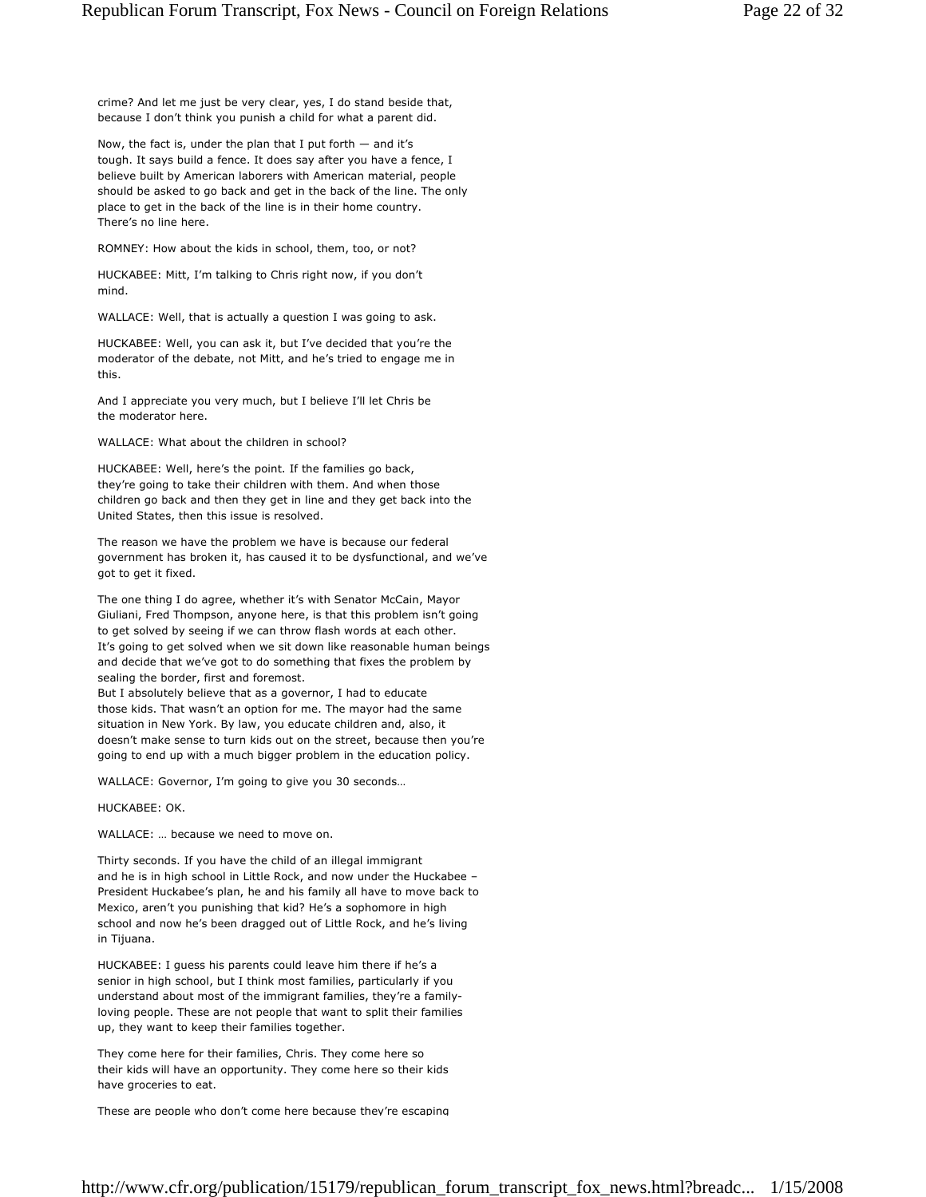crime? And let me just be very clear, yes, I do stand beside that, because I don't think you punish a child for what a parent did.

Now, the fact is, under the plan that I put forth — and it's tough. It says build a fence. It does say after you have a fence, I believe built by American laborers with American material, people should be asked to go back and get in the back of the line. The only place to get in the back of the line is in their home country. There's no line here.

ROMNEY: How about the kids in school, them, too, or not?

HUCKABEE: Mitt, I'm talking to Chris right now, if you don't mind.

WALLACE: Well, that is actually a question I was going to ask.

HUCKABEE: Well, you can ask it, but I've decided that you're the moderator of the debate, not Mitt, and he's tried to engage me in this.

And I appreciate you very much, but I believe I'll let Chris be the moderator here.

WALLACE: What about the children in school?

HUCKABEE: Well, here's the point. If the families go back, they're going to take their children with them. And when those children go back and then they get in line and they get back into the United States, then this issue is resolved.

The reason we have the problem we have is because our federal government has broken it, has caused it to be dysfunctional, and we've got to get it fixed.

The one thing I do agree, whether it's with Senator McCain, Mayor Giuliani, Fred Thompson, anyone here, is that this problem isn't going to get solved by seeing if we can throw flash words at each other. It's going to get solved when we sit down like reasonable human beings and decide that we've got to do something that fixes the problem by sealing the border, first and foremost.
But I absolutely believe that as a governor, I had to educate those kids. That wasn't an option for me. The mayor had the same situation in New York. By law, you educate children and, also, it doesn't make sense to turn kids out on the street, because then you're going to end up with a much bigger problem in the education policy.

WALLACE: Governor, I'm going to give you 30 seconds…

HUCKABEE: OK.

WALLACE: … because we need to move on.

Thirty seconds. If you have the child of an illegal immigrant and he is in high school in Little Rock, and now under the Huckabee – President Huckabee's plan, he and his family all have to move back to Mexico, aren't you punishing that kid? He's a sophomore in high school and now he's been dragged out of Little Rock, and he's living in Tijuana.

HUCKABEE: I guess his parents could leave him there if he's a senior in high school, but I think most families, particularly if you understand about most of the immigrant families, they're a family-loving people. These are not people that want to split their families up, they want to keep their families together.

They come here for their families, Chris. They come here so their kids will have an opportunity. They come here so their kids have groceries to eat.

These are people who don't come here because they're escaping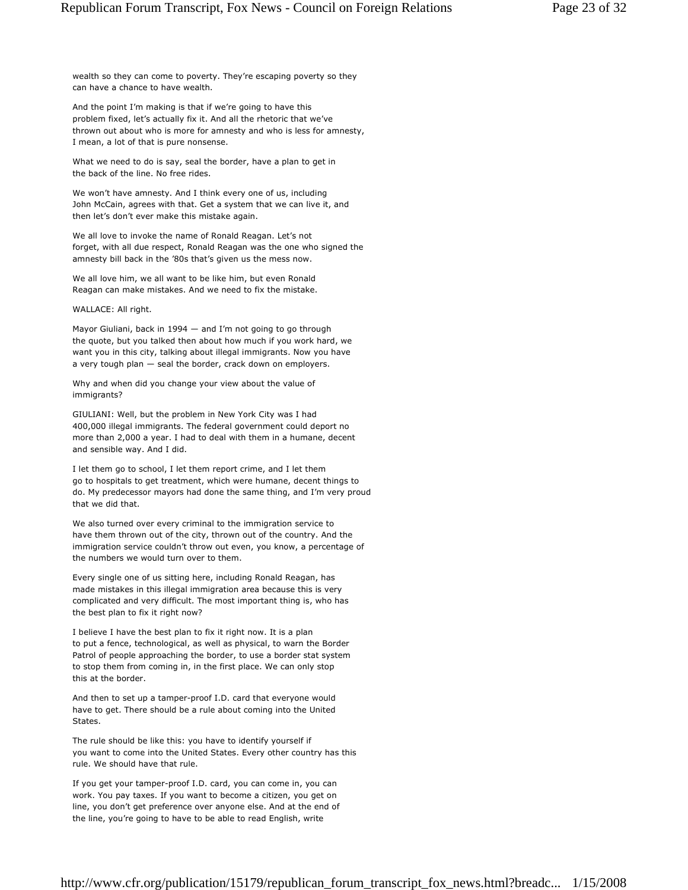wealth so they can come to poverty. They're escaping poverty so they can have a chance to have wealth.

And the point I'm making is that if we're going to have this problem fixed, let's actually fix it. And all the rhetoric that we've thrown out about who is more for amnesty and who is less for amnesty, I mean, a lot of that is pure nonsense.

What we need to do is say, seal the border, have a plan to get in the back of the line. No free rides.

We won't have amnesty. And I think every one of us, including John McCain, agrees with that. Get a system that we can live it, and then let's don't ever make this mistake again.

We all love to invoke the name of Ronald Reagan. Let's not forget, with all due respect, Ronald Reagan was the one who signed the amnesty bill back in the '80s that's given us the mess now.

We all love him, we all want to be like him, but even Ronald Reagan can make mistakes. And we need to fix the mistake.

WALLACE: All right.

Mayor Giuliani, back in 1994 — and I'm not going to go through the quote, but you talked then about how much if you work hard, we want you in this city, talking about illegal immigrants. Now you have a very tough plan — seal the border, crack down on employers.

Why and when did you change your view about the value of immigrants?

GIULIANI: Well, but the problem in New York City was I had 400,000 illegal immigrants. The federal government could deport no more than 2,000 a year. I had to deal with them in a humane, decent and sensible way. And I did.

I let them go to school, I let them report crime, and I let them go to hospitals to get treatment, which were humane, decent things to do. My predecessor mayors had done the same thing, and I'm very proud that we did that.

We also turned over every criminal to the immigration service to have them thrown out of the city, thrown out of the country. And the immigration service couldn't throw out even, you know, a percentage of the numbers we would turn over to them.

Every single one of us sitting here, including Ronald Reagan, has made mistakes in this illegal immigration area because this is very complicated and very difficult. The most important thing is, who has the best plan to fix it right now?

I believe I have the best plan to fix it right now. It is a plan to put a fence, technological, as well as physical, to warn the Border Patrol of people approaching the border, to use a border stat system to stop them from coming in, in the first place. We can only stop this at the border.

And then to set up a tamper-proof I.D. card that everyone would have to get. There should be a rule about coming into the United States.

The rule should be like this: you have to identify yourself if you want to come into the United States. Every other country has this rule. We should have that rule.

If you get your tamper-proof I.D. card, you can come in, you can work. You pay taxes. If you want to become a citizen, you get on line, you don't get preference over anyone else. And at the end of the line, you're going to have to be able to read English, write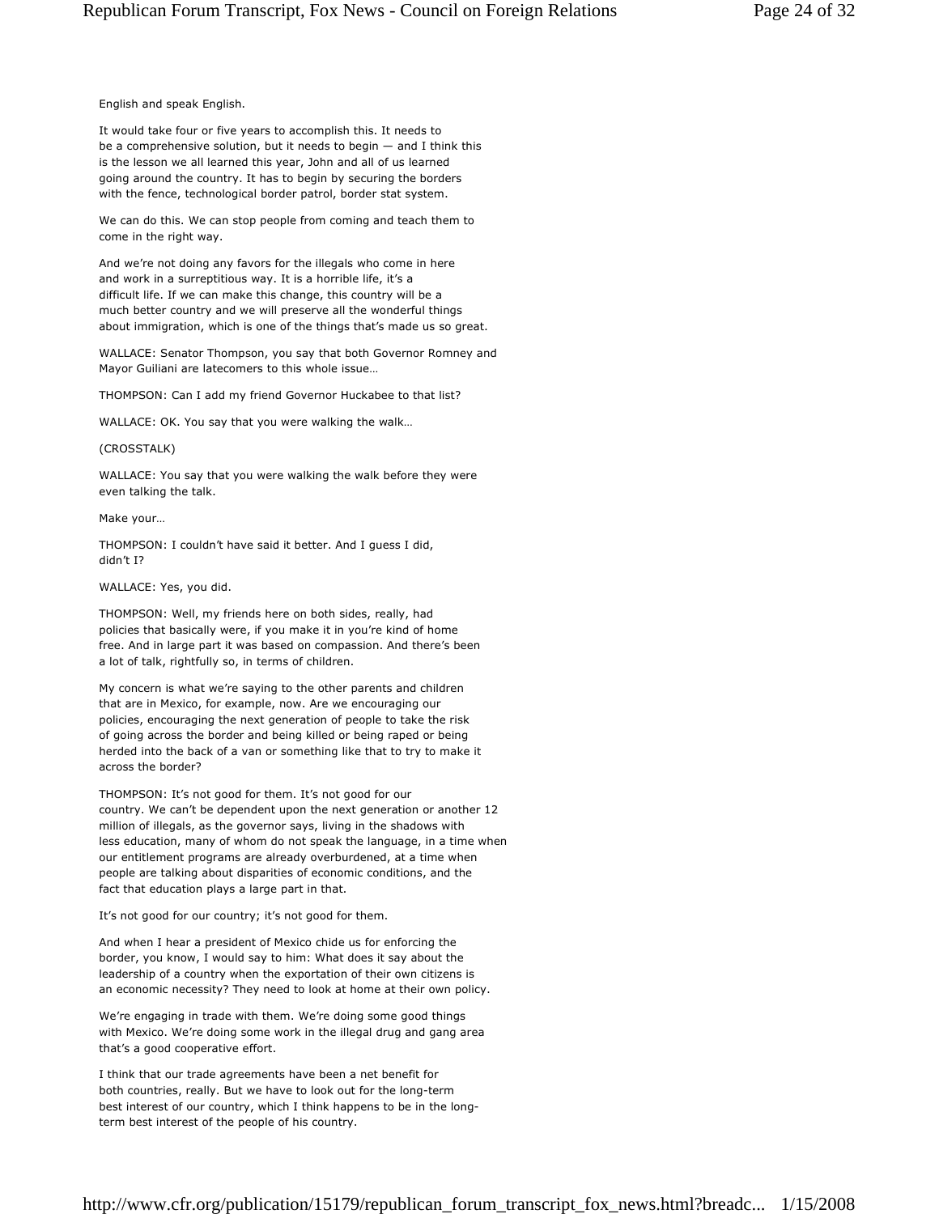English and speak English.

It would take four or five years to accomplish this. It needs to be a comprehensive solution, but it needs to begin — and I think this is the lesson we all learned this year, John and all of us learned going around the country. It has to begin by securing the borders with the fence, technological border patrol, border stat system.

We can do this. We can stop people from coming and teach them to come in the right way.

And we're not doing any favors for the illegals who come in here and work in a surreptitious way. It is a horrible life, it's a difficult life. If we can make this change, this country will be a much better country and we will preserve all the wonderful things about immigration, which is one of the things that's made us so great.

WALLACE: Senator Thompson, you say that both Governor Romney and Mayor Guiliani are latecomers to this whole issue…

THOMPSON: Can I add my friend Governor Huckabee to that list?

WALLACE: OK. You say that you were walking the walk…

(CROSSTALK)

WALLACE: You say that you were walking the walk before they were even talking the talk.

Make your…

THOMPSON: I couldn't have said it better. And I guess I did, didn't I?

WALLACE: Yes, you did.

THOMPSON: Well, my friends here on both sides, really, had policies that basically were, if you make it in you're kind of home free. And in large part it was based on compassion. And there's been a lot of talk, rightfully so, in terms of children.

My concern is what we're saying to the other parents and children that are in Mexico, for example, now. Are we encouraging our policies, encouraging the next generation of people to take the risk of going across the border and being killed or being raped or being herded into the back of a van or something like that to try to make it across the border?

THOMPSON: It's not good for them. It's not good for our country. We can't be dependent upon the next generation or another 12 million of illegals, as the governor says, living in the shadows with less education, many of whom do not speak the language, in a time when our entitlement programs are already overburdened, at a time when people are talking about disparities of economic conditions, and the fact that education plays a large part in that.

It's not good for our country; it's not good for them.

And when I hear a president of Mexico chide us for enforcing the border, you know, I would say to him: What does it say about the leadership of a country when the exportation of their own citizens is an economic necessity? They need to look at home at their own policy.

We're engaging in trade with them. We're doing some good things with Mexico. We're doing some work in the illegal drug and gang area that's a good cooperative effort.

I think that our trade agreements have been a net benefit for both countries, really. But we have to look out for the long-term best interest of our country, which I think happens to be in the long-term best interest of the people of his country.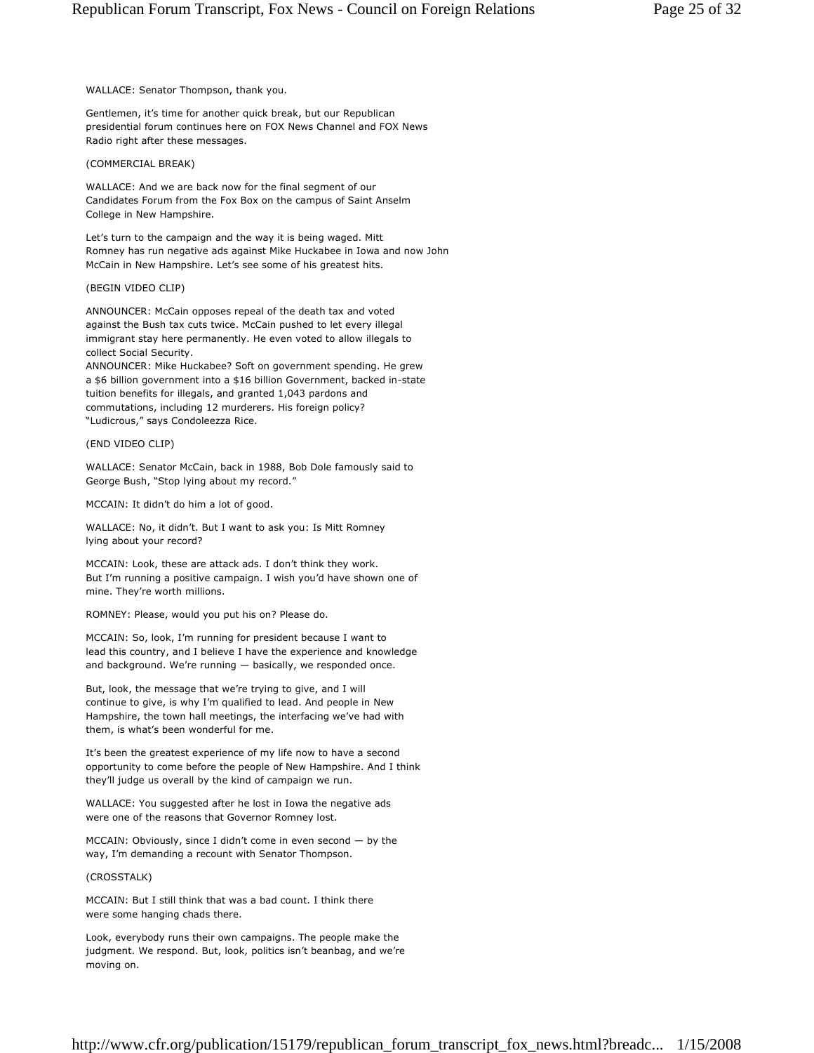WALLACE: Senator Thompson, thank you.

Gentlemen, it's time for another quick break, but our Republican presidential forum continues here on FOX News Channel and FOX News Radio right after these messages.

(COMMERCIAL BREAK)

WALLACE: And we are back now for the final segment of our Candidates Forum from the Fox Box on the campus of Saint Anselm College in New Hampshire.

Let's turn to the campaign and the way it is being waged. Mitt Romney has run negative ads against Mike Huckabee in Iowa and now John McCain in New Hampshire. Let's see some of his greatest hits.

(BEGIN VIDEO CLIP)

ANNOUNCER: McCain opposes repeal of the death tax and voted against the Bush tax cuts twice. McCain pushed to let every illegal immigrant stay here permanently. He even voted to allow illegals to collect Social Security.
ANNOUNCER: Mike Huckabee? Soft on government spending. He grew a $6 billion government into a $16 billion Government, backed in-state tuition benefits for illegals, and granted 1,043 pardons and commutations, including 12 murderers. His foreign policy? "Ludicrous," says Condoleezza Rice.

(END VIDEO CLIP)

WALLACE: Senator McCain, back in 1988, Bob Dole famously said to George Bush, "Stop lying about my record."

MCCAIN: It didn't do him a lot of good.

WALLACE: No, it didn't. But I want to ask you: Is Mitt Romney lying about your record?

MCCAIN: Look, these are attack ads. I don't think they work. But I'm running a positive campaign. I wish you'd have shown one of mine. They're worth millions.

ROMNEY: Please, would you put his on? Please do.

MCCAIN: So, look, I'm running for president because I want to lead this country, and I believe I have the experience and knowledge and background. We're running — basically, we responded once.

But, look, the message that we're trying to give, and I will continue to give, is why I'm qualified to lead. And people in New Hampshire, the town hall meetings, the interfacing we've had with them, is what's been wonderful for me.

It's been the greatest experience of my life now to have a second opportunity to come before the people of New Hampshire. And I think they'll judge us overall by the kind of campaign we run.

WALLACE: You suggested after he lost in Iowa the negative ads were one of the reasons that Governor Romney lost.

MCCAIN: Obviously, since I didn't come in even second — by the way, I'm demanding a recount with Senator Thompson.

(CROSSTALK)

MCCAIN: But I still think that was a bad count. I think there were some hanging chads there.

Look, everybody runs their own campaigns. The people make the judgment. We respond. But, look, politics isn't beanbag, and we're moving on.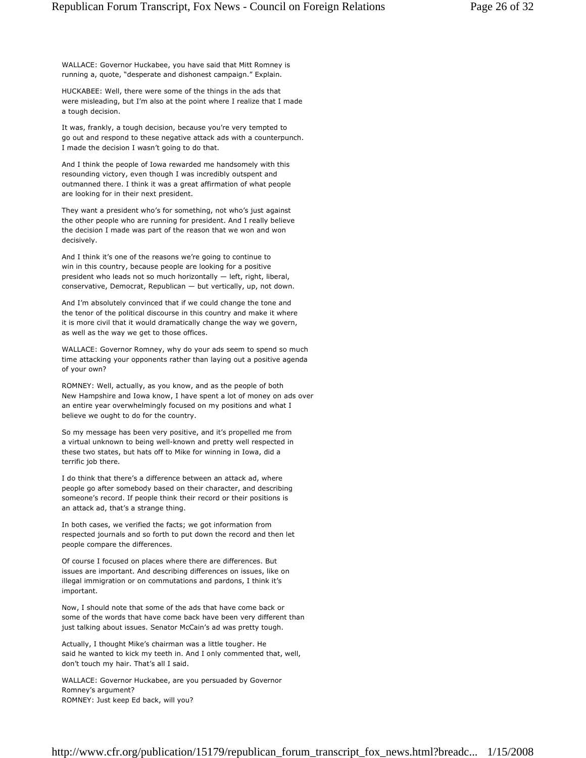WALLACE: Governor Huckabee, you have said that Mitt Romney is running a, quote, "desperate and dishonest campaign." Explain.

HUCKABEE: Well, there were some of the things in the ads that were misleading, but I'm also at the point where I realize that I made a tough decision.

It was, frankly, a tough decision, because you're very tempted to go out and respond to these negative attack ads with a counterpunch. I made the decision I wasn't going to do that.

And I think the people of Iowa rewarded me handsomely with this resounding victory, even though I was incredibly outspent and outmanned there. I think it was a great affirmation of what people are looking for in their next president.

They want a president who's for something, not who's just against the other people who are running for president. And I really believe the decision I made was part of the reason that we won and won decisively.

And I think it's one of the reasons we're going to continue to win in this country, because people are looking for a positive president who leads not so much horizontally — left, right, liberal, conservative, Democrat, Republican — but vertically, up, not down.

And I'm absolutely convinced that if we could change the tone and the tenor of the political discourse in this country and make it where it is more civil that it would dramatically change the way we govern, as well as the way we get to those offices.

WALLACE: Governor Romney, why do your ads seem to spend so much time attacking your opponents rather than laying out a positive agenda of your own?

ROMNEY: Well, actually, as you know, and as the people of both New Hampshire and Iowa know, I have spent a lot of money on ads over an entire year overwhelmingly focused on my positions and what I believe we ought to do for the country.

So my message has been very positive, and it's propelled me from a virtual unknown to being well-known and pretty well respected in these two states, but hats off to Mike for winning in Iowa, did a terrific job there.

I do think that there's a difference between an attack ad, where people go after somebody based on their character, and describing someone's record. If people think their record or their positions is an attack ad, that's a strange thing.

In both cases, we verified the facts; we got information from respected journals and so forth to put down the record and then let people compare the differences.

Of course I focused on places where there are differences. But issues are important. And describing differences on issues, like on illegal immigration or on commutations and pardons, I think it's important.

Now, I should note that some of the ads that have come back or some of the words that have come back have been very different than just talking about issues. Senator McCain's ad was pretty tough.

Actually, I thought Mike's chairman was a little tougher. He said he wanted to kick my teeth in. And I only commented that, well, don't touch my hair. That's all I said.

WALLACE: Governor Huckabee, are you persuaded by Governor Romney's argument?
ROMNEY: Just keep Ed back, will you?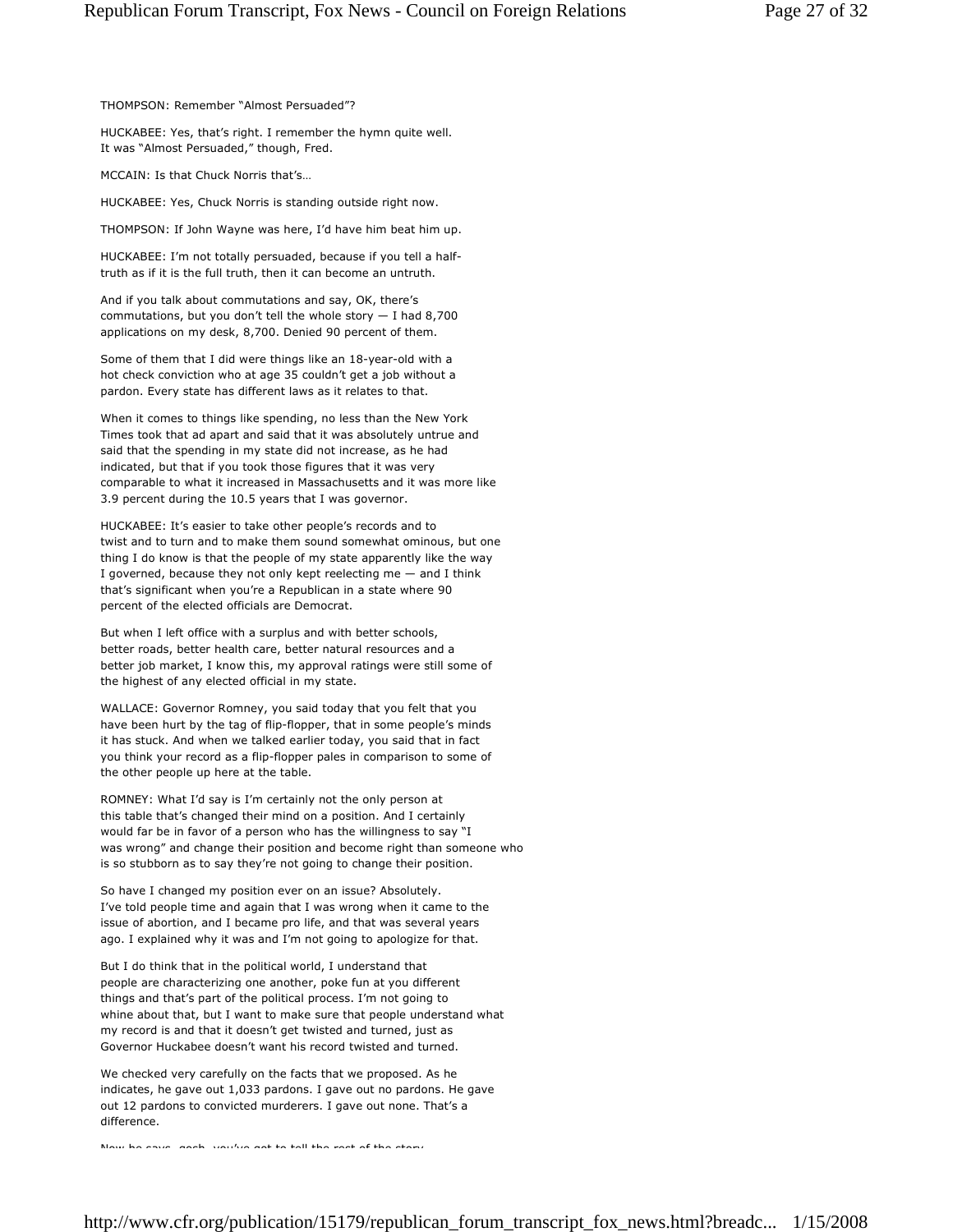THOMPSON: Remember "Almost Persuaded"?

HUCKABEE: Yes, that's right. I remember the hymn quite well. It was "Almost Persuaded," though, Fred.

MCCAIN: Is that Chuck Norris that's…

HUCKABEE: Yes, Chuck Norris is standing outside right now.

THOMPSON: If John Wayne was here, I'd have him beat him up.

HUCKABEE: I'm not totally persuaded, because if you tell a half-truth as if it is the full truth, then it can become an untruth.

And if you talk about commutations and say, OK, there's commutations, but you don't tell the whole story — I had 8,700 applications on my desk, 8,700. Denied 90 percent of them.

Some of them that I did were things like an 18-year-old with a hot check conviction who at age 35 couldn't get a job without a pardon. Every state has different laws as it relates to that.

When it comes to things like spending, no less than the New York Times took that ad apart and said that it was absolutely untrue and said that the spending in my state did not increase, as he had indicated, but that if you took those figures that it was very comparable to what it increased in Massachusetts and it was more like 3.9 percent during the 10.5 years that I was governor.

HUCKABEE: It's easier to take other people's records and to twist and to turn and to make them sound somewhat ominous, but one thing I do know is that the people of my state apparently like the way I governed, because they not only kept reelecting me — and I think that's significant when you're a Republican in a state where 90 percent of the elected officials are Democrat.

But when I left office with a surplus and with better schools, better roads, better health care, better natural resources and a better job market, I know this, my approval ratings were still some of the highest of any elected official in my state.

WALLACE: Governor Romney, you said today that you felt that you have been hurt by the tag of flip-flopper, that in some people's minds it has stuck. And when we talked earlier today, you said that in fact you think your record as a flip-flopper pales in comparison to some of the other people up here at the table.

ROMNEY: What I'd say is I'm certainly not the only person at this table that's changed their mind on a position. And I certainly would far be in favor of a person who has the willingness to say "I was wrong" and change their position and become right than someone who is so stubborn as to say they're not going to change their position.

So have I changed my position ever on an issue? Absolutely. I've told people time and again that I was wrong when it came to the issue of abortion, and I became pro life, and that was several years ago. I explained why it was and I'm not going to apologize for that.

But I do think that in the political world, I understand that people are characterizing one another, poke fun at you different things and that's part of the political process. I'm not going to whine about that, but I want to make sure that people understand what my record is and that it doesn't get twisted and turned, just as Governor Huckabee doesn't want his record twisted and turned.

We checked very carefully on the facts that we proposed. As he indicates, he gave out 1,033 pardons. I gave out no pardons. He gave out 12 pardons to convicted murderers. I gave out none. That's a difference.

Now he says, gosh, you've got to tell the rest of the story.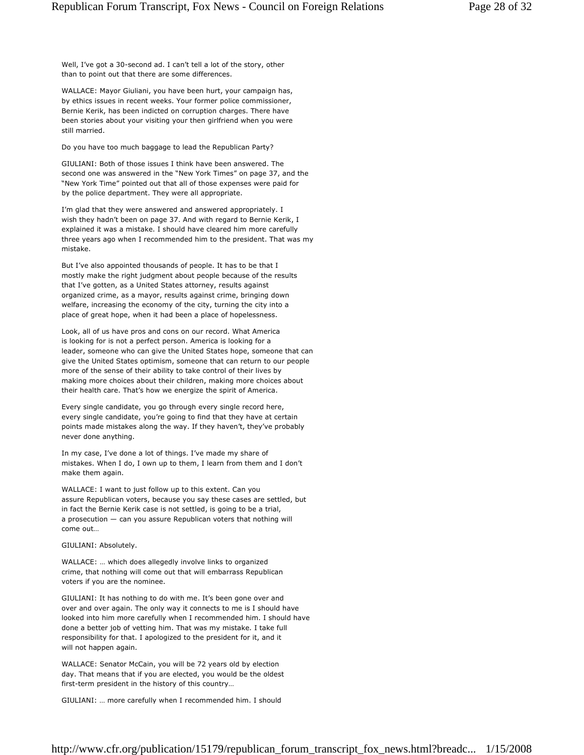Well, I've got a 30-second ad. I can't tell a lot of the story, other than to point out that there are some differences.

WALLACE: Mayor Giuliani, you have been hurt, your campaign has, by ethics issues in recent weeks. Your former police commissioner, Bernie Kerik, has been indicted on corruption charges. There have been stories about your visiting your then girlfriend when you were still married.

Do you have too much baggage to lead the Republican Party?

GIULIANI: Both of those issues I think have been answered. The second one was answered in the "New York Times" on page 37, and the "New York Time" pointed out that all of those expenses were paid for by the police department. They were all appropriate.

I'm glad that they were answered and answered appropriately. I wish they hadn't been on page 37. And with regard to Bernie Kerik, I explained it was a mistake. I should have cleared him more carefully three years ago when I recommended him to the president. That was my mistake.

But I've also appointed thousands of people. It has to be that I mostly make the right judgment about people because of the results that I've gotten, as a United States attorney, results against organized crime, as a mayor, results against crime, bringing down welfare, increasing the economy of the city, turning the city into a place of great hope, when it had been a place of hopelessness.

Look, all of us have pros and cons on our record. What America is looking for is not a perfect person. America is looking for a leader, someone who can give the United States hope, someone that can give the United States optimism, someone that can return to our people more of the sense of their ability to take control of their lives by making more choices about their children, making more choices about their health care. That's how we energize the spirit of America.

Every single candidate, you go through every single record here, every single candidate, you're going to find that they have at certain points made mistakes along the way. If they haven't, they've probably never done anything.

In my case, I've done a lot of things. I've made my share of mistakes. When I do, I own up to them, I learn from them and I don't make them again.

WALLACE: I want to just follow up to this extent. Can you assure Republican voters, because you say these cases are settled, but in fact the Bernie Kerik case is not settled, is going to be a trial, a prosecution — can you assure Republican voters that nothing will come out…

GIULIANI: Absolutely.

WALLACE: … which does allegedly involve links to organized crime, that nothing will come out that will embarrass Republican voters if you are the nominee.

GIULIANI: It has nothing to do with me. It's been gone over and over and over again. The only way it connects to me is I should have looked into him more carefully when I recommended him. I should have done a better job of vetting him. That was my mistake. I take full responsibility for that. I apologized to the president for it, and it will not happen again.

WALLACE: Senator McCain, you will be 72 years old by election day. That means that if you are elected, you would be the oldest first-term president in the history of this country…

GIULIANI: … more carefully when I recommended him. I should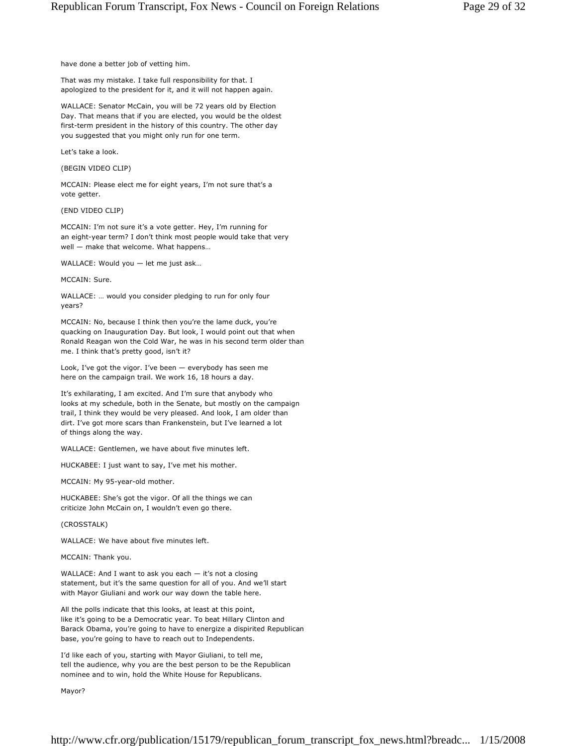have done a better job of vetting him.

That was my mistake. I take full responsibility for that. I apologized to the president for it, and it will not happen again.

WALLACE: Senator McCain, you will be 72 years old by Election Day. That means that if you are elected, you would be the oldest first-term president in the history of this country. The other day you suggested that you might only run for one term.

Let's take a look.

(BEGIN VIDEO CLIP)

MCCAIN: Please elect me for eight years, I'm not sure that's a vote getter.

(END VIDEO CLIP)

MCCAIN: I'm not sure it's a vote getter. Hey, I'm running for an eight-year term? I don't think most people would take that very well — make that welcome. What happens…

WALLACE: Would you — let me just ask…

MCCAIN: Sure.

WALLACE: … would you consider pledging to run for only four years?

MCCAIN: No, because I think then you're the lame duck, you're quacking on Inauguration Day. But look, I would point out that when Ronald Reagan won the Cold War, he was in his second term older than me. I think that's pretty good, isn't it?

Look, I've got the vigor. I've been — everybody has seen me here on the campaign trail. We work 16, 18 hours a day.

It's exhilarating, I am excited. And I'm sure that anybody who looks at my schedule, both in the Senate, but mostly on the campaign trail, I think they would be very pleased. And look, I am older than dirt. I've got more scars than Frankenstein, but I've learned a lot of things along the way.

WALLACE: Gentlemen, we have about five minutes left.

HUCKABEE: I just want to say, I've met his mother.

MCCAIN: My 95-year-old mother.

HUCKABEE: She's got the vigor. Of all the things we can criticize John McCain on, I wouldn't even go there.

(CROSSTALK)

WALLACE: We have about five minutes left.

MCCAIN: Thank you.

WALLACE: And I want to ask you each — it's not a closing statement, but it's the same question for all of you. And we'll start with Mayor Giuliani and work our way down the table here.

All the polls indicate that this looks, at least at this point, like it's going to be a Democratic year. To beat Hillary Clinton and Barack Obama, you're going to have to energize a dispirited Republican base, you're going to have to reach out to Independents.

I'd like each of you, starting with Mayor Giuliani, to tell me, tell the audience, why you are the best person to be the Republican nominee and to win, hold the White House for Republicans.

Mayor?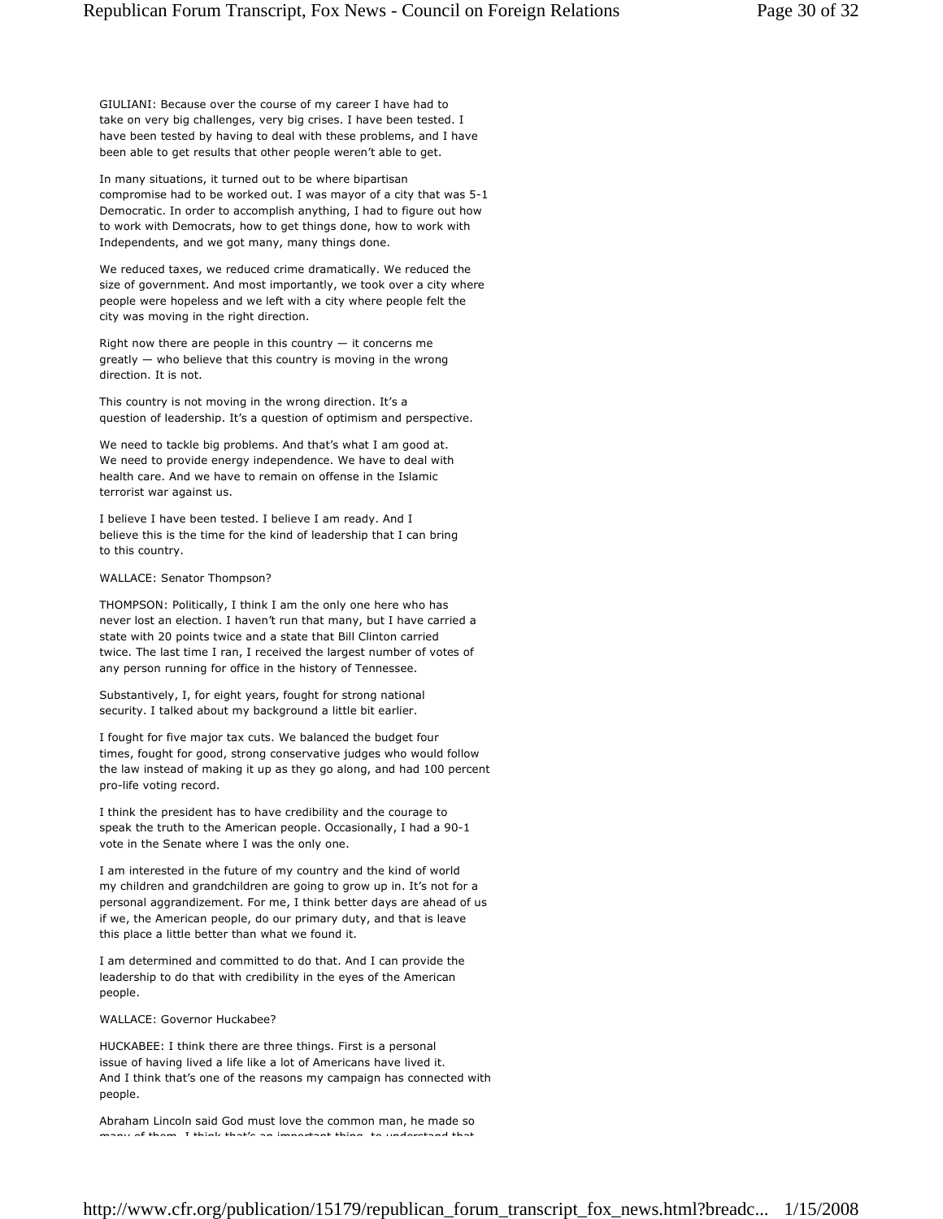GIULIANI: Because over the course of my career I have had to take on very big challenges, very big crises. I have been tested. I have been tested by having to deal with these problems, and I have been able to get results that other people weren't able to get.

In many situations, it turned out to be where bipartisan compromise had to be worked out. I was mayor of a city that was 5-1 Democratic. In order to accomplish anything, I had to figure out how to work with Democrats, how to get things done, how to work with Independents, and we got many, many things done.

We reduced taxes, we reduced crime dramatically. We reduced the size of government. And most importantly, we took over a city where people were hopeless and we left with a city where people felt the city was moving in the right direction.

Right now there are people in this country — it concerns me greatly — who believe that this country is moving in the wrong direction. It is not.

This country is not moving in the wrong direction. It's a question of leadership. It's a question of optimism and perspective.

We need to tackle big problems. And that's what I am good at. We need to provide energy independence. We have to deal with health care. And we have to remain on offense in the Islamic terrorist war against us.

I believe I have been tested. I believe I am ready. And I believe this is the time for the kind of leadership that I can bring to this country.

WALLACE: Senator Thompson?

THOMPSON: Politically, I think I am the only one here who has never lost an election. I haven't run that many, but I have carried a state with 20 points twice and a state that Bill Clinton carried twice. The last time I ran, I received the largest number of votes of any person running for office in the history of Tennessee.

Substantively, I, for eight years, fought for strong national security. I talked about my background a little bit earlier.

I fought for five major tax cuts. We balanced the budget four times, fought for good, strong conservative judges who would follow the law instead of making it up as they go along, and had 100 percent pro-life voting record.

I think the president has to have credibility and the courage to speak the truth to the American people. Occasionally, I had a 90-1 vote in the Senate where I was the only one.

I am interested in the future of my country and the kind of world my children and grandchildren are going to grow up in. It's not for a personal aggrandizement. For me, I think better days are ahead of us if we, the American people, do our primary duty, and that is leave this place a little better than what we found it.

I am determined and committed to do that. And I can provide the leadership to do that with credibility in the eyes of the American people.

WALLACE: Governor Huckabee?

HUCKABEE: I think there are three things. First is a personal issue of having lived a life like a lot of Americans have lived it. And I think that's one of the reasons my campaign has connected with people.

Abraham Lincoln said God must love the common man, he made so many of them. I think that's an important thing, to understand that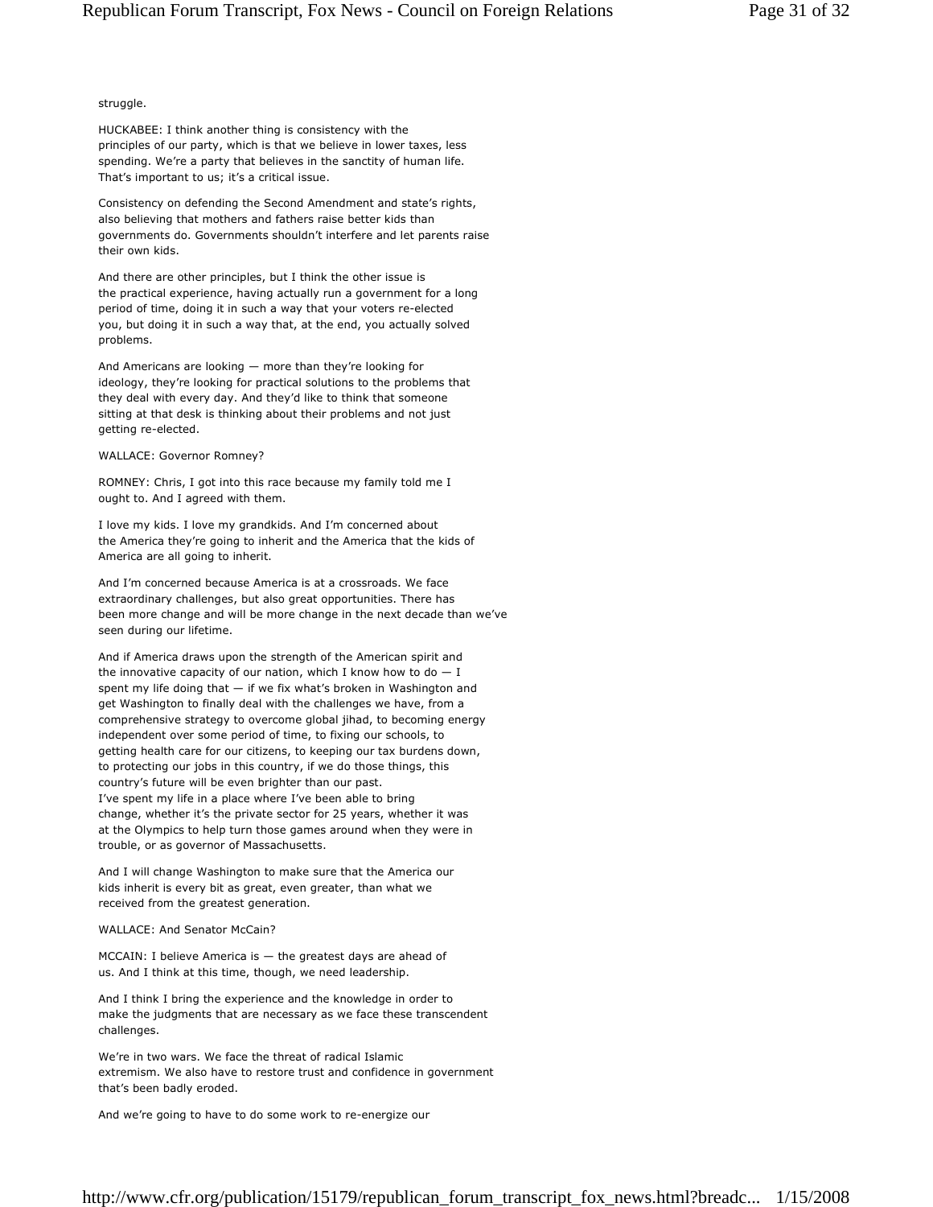struggle.

HUCKABEE: I think another thing is consistency with the principles of our party, which is that we believe in lower taxes, less spending. We're a party that believes in the sanctity of human life. That's important to us; it's a critical issue.

Consistency on defending the Second Amendment and state's rights, also believing that mothers and fathers raise better kids than governments do. Governments shouldn't interfere and let parents raise their own kids.

And there are other principles, but I think the other issue is the practical experience, having actually run a government for a long period of time, doing it in such a way that your voters re-elected you, but doing it in such a way that, at the end, you actually solved problems.

And Americans are looking — more than they're looking for ideology, they're looking for practical solutions to the problems that they deal with every day. And they'd like to think that someone sitting at that desk is thinking about their problems and not just getting re-elected.

WALLACE: Governor Romney?

ROMNEY: Chris, I got into this race because my family told me I ought to. And I agreed with them.

I love my kids. I love my grandkids. And I'm concerned about the America they're going to inherit and the America that the kids of America are all going to inherit.

And I'm concerned because America is at a crossroads. We face extraordinary challenges, but also great opportunities. There has been more change and will be more change in the next decade than we've seen during our lifetime.

And if America draws upon the strength of the American spirit and the innovative capacity of our nation, which I know how to do — I spent my life doing that — if we fix what's broken in Washington and get Washington to finally deal with the challenges we have, from a comprehensive strategy to overcome global jihad, to becoming energy independent over some period of time, to fixing our schools, to getting health care for our citizens, to keeping our tax burdens down, to protecting our jobs in this country, if we do those things, this country's future will be even brighter than our past.
I've spent my life in a place where I've been able to bring change, whether it's the private sector for 25 years, whether it was at the Olympics to help turn those games around when they were in trouble, or as governor of Massachusetts.

And I will change Washington to make sure that the America our kids inherit is every bit as great, even greater, than what we received from the greatest generation.

WALLACE: And Senator McCain?

MCCAIN: I believe America is — the greatest days are ahead of us. And I think at this time, though, we need leadership.

And I think I bring the experience and the knowledge in order to make the judgments that are necessary as we face these transcendent challenges.

We're in two wars. We face the threat of radical Islamic extremism. We also have to restore trust and confidence in government that's been badly eroded.

And we're going to have to do some work to re-energize our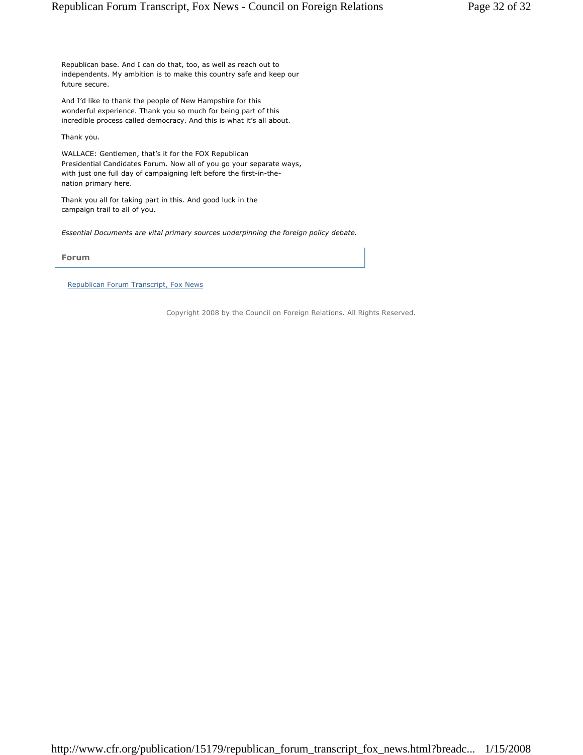Republican base. And I can do that, too, as well as reach out to independents. My ambition is to make this country safe and keep our future secure.

And I'd like to thank the people of New Hampshire for this wonderful experience. Thank you so much for being part of this incredible process called democracy. And this is what it's all about.

Thank you.

WALLACE: Gentlemen, that's it for the FOX Republican Presidential Candidates Forum. Now all of you go your separate ways, with just one full day of campaigning left before the first-in-the-nation primary here.

Thank you all for taking part in this. And good luck in the campaign trail to all of you.

*Essential Documents are vital primary sources underpinning the foreign policy debate.*

**Forum**

Republican Forum Transcript, Fox News

Copyright 2008 by the Council on Foreign Relations. All Rights Reserved.